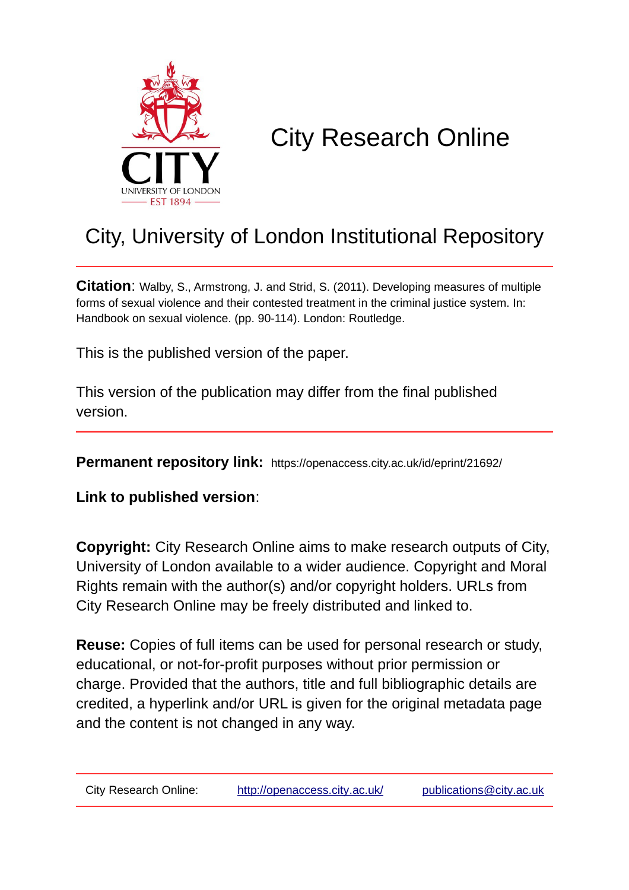CITY

UNIVERSITY OF LONDON

EST 1894

# City Research Online

## City, University of London Institutional Repository

**Citation**: Walby, S., Armstrong, J. and Strid, S. (2011). Developing measures of multiple forms of sexual violence and their contested treatment in the criminal justice system. In: Handbook on sexual violence. (pp. 90-114). London: Routledge.

This is the published version of the paper.

This version of the publication may differ from the final published version.

**Permanent repository link:** https://openaccess.city.ac.uk/id/eprint/21692/

**Link to published version**:

**Copyright:** City Research Online aims to make research outputs of City, University of London available to a wider audience. Copyright and Moral Rights remain with the author(s) and/or copyright holders. URLs from City Research Online may be freely distributed and linked to.

**Reuse:** Copies of full items can be used for personal research or study, educational, or not-for-profit purposes without prior permission or charge. Provided that the authors, title and full bibliographic details are credited, a hyperlink and/or URL is given for the original metadata page and the content is not changed in any way.

City Research Online: http://openaccess.city.ac.uk/ publications@city.ac.uk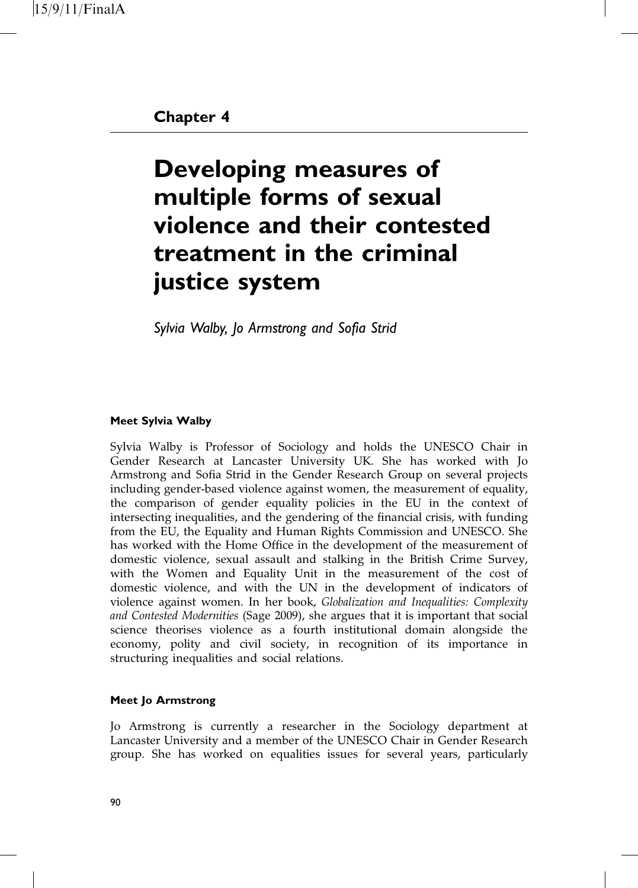## Chapter 4

# Developing measures of multiple forms of sexual violence and their contested treatment in the criminal justice system

*Sylvia Walby, Jo Armstrong and Sofia Strid*

### Meet Sylvia Walby

Sylvia Walby is Professor of Sociology and holds the UNESCO Chair in Gender Research at Lancaster University UK. She has worked with Jo Armstrong and Sofia Strid in the Gender Research Group on several projects including gender-based violence against women, the measurement of equality, the comparison of gender equality policies in the EU in the context of intersecting inequalities, and the gendering of the financial crisis, with funding from the EU, the Equality and Human Rights Commission and UNESCO. She has worked with the Home Office in the development of the measurement of domestic violence, sexual assault and stalking in the British Crime Survey, with the Women and Equality Unit in the measurement of the cost of domestic violence, and with the UN in the development of indicators of violence against women. In her book, *Globalization and Inequalities: Complexity and Contested Modernities* (Sage 2009), she argues that it is important that social science theorises violence as a fourth institutional domain alongside the economy, polity and civil society, in recognition of its importance in structuring inequalities and social relations.

### Meet Jo Armstrong

Jo Armstrong is currently a researcher in the Sociology department at Lancaster University and a member of the UNESCO Chair in Gender Research group. She has worked on equalities issues for several years, particularly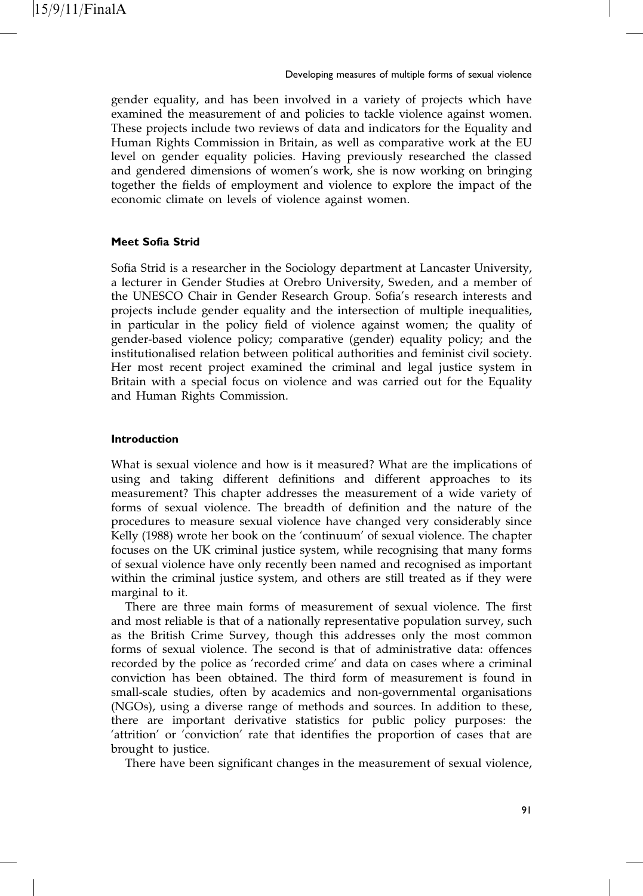gender equality, and has been involved in a variety of projects which have examined the measurement of and policies to tackle violence against women. These projects include two reviews of data and indicators for the Equality and Human Rights Commission in Britain, as well as comparative work at the EU level on gender equality policies. Having previously researched the classed and gendered dimensions of women's work, she is now working on bringing together the fields of employment and violence to explore the impact of the economic climate on levels of violence against women.

### Meet Sofia Strid

Sofia Strid is a researcher in the Sociology department at Lancaster University, a lecturer in Gender Studies at Orebro University, Sweden, and a member of the UNESCO Chair in Gender Research Group. Sofia's research interests and projects include gender equality and the intersection of multiple inequalities, in particular in the policy field of violence against women; the quality of gender-based violence policy; comparative (gender) equality policy; and the institutionalised relation between political authorities and feminist civil society. Her most recent project examined the criminal and legal justice system in Britain with a special focus on violence and was carried out for the Equality and Human Rights Commission.

### Introduction

What is sexual violence and how is it measured? What are the implications of using and taking different definitions and different approaches to its measurement? This chapter addresses the measurement of a wide variety of forms of sexual violence. The breadth of definition and the nature of the procedures to measure sexual violence have changed very considerably since Kelly (1988) wrote her book on the 'continuum' of sexual violence. The chapter focuses on the UK criminal justice system, while recognising that many forms of sexual violence have only recently been named and recognised as important within the criminal justice system, and others are still treated as if they were marginal to it.

There are three main forms of measurement of sexual violence. The first and most reliable is that of a nationally representative population survey, such as the British Crime Survey, though this addresses only the most common forms of sexual violence. The second is that of administrative data: offences recorded by the police as 'recorded crime' and data on cases where a criminal conviction has been obtained. The third form of measurement is found in small-scale studies, often by academics and non-governmental organisations (NGOs), using a diverse range of methods and sources. In addition to these, there are important derivative statistics for public policy purposes: the 'attrition' or 'conviction' rate that identifies the proportion of cases that are brought to justice.

There have been significant changes in the measurement of sexual violence,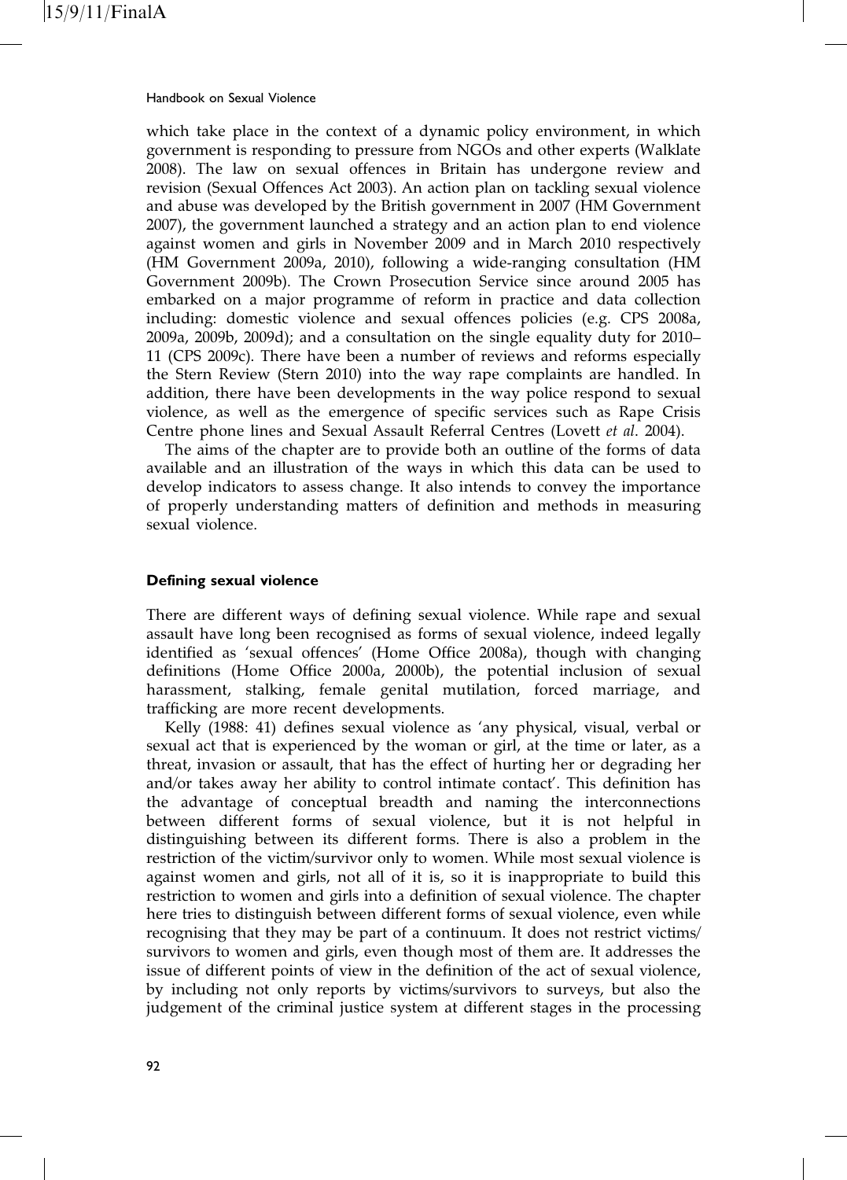which take place in the context of a dynamic policy environment, in which government is responding to pressure from NGOs and other experts (Walklate 2008). The law on sexual offences in Britain has undergone review and revision (Sexual Offences Act 2003). An action plan on tackling sexual violence and abuse was developed by the British government in 2007 (HM Government 2007), the government launched a strategy and an action plan to end violence against women and girls in November 2009 and in March 2010 respectively (HM Government 2009a, 2010), following a wide-ranging consultation (HM Government 2009b). The Crown Prosecution Service since around 2005 has embarked on a major programme of reform in practice and data collection including: domestic violence and sexual offences policies (e.g. CPS 2008a, 2009a, 2009b, 2009d); and a consultation on the single equality duty for 2010–11 (CPS 2009c). There have been a number of reviews and reforms especially the Stern Review (Stern 2010) into the way rape complaints are handled. In addition, there have been developments in the way police respond to sexual violence, as well as the emergence of specific services such as Rape Crisis Centre phone lines and Sexual Assault Referral Centres (Lovett *et al.* 2004).

The aims of the chapter are to provide both an outline of the forms of data available and an illustration of the ways in which this data can be used to develop indicators to assess change. It also intends to convey the importance of properly understanding matters of definition and methods in measuring sexual violence.

### Defining sexual violence

There are different ways of defining sexual violence. While rape and sexual assault have long been recognised as forms of sexual violence, indeed legally identified as 'sexual offences' (Home Office 2008a), though with changing definitions (Home Office 2000a, 2000b), the potential inclusion of sexual harassment, stalking, female genital mutilation, forced marriage, and trafficking are more recent developments.

Kelly (1988: 41) defines sexual violence as 'any physical, visual, verbal or sexual act that is experienced by the woman or girl, at the time or later, as a threat, invasion or assault, that has the effect of hurting her or degrading her and/or takes away her ability to control intimate contact'. This definition has the advantage of conceptual breadth and naming the interconnections between different forms of sexual violence, but it is not helpful in distinguishing between its different forms. There is also a problem in the restriction of the victim/survivor only to women. While most sexual violence is against women and girls, not all of it is, so it is inappropriate to build this restriction to women and girls into a definition of sexual violence. The chapter here tries to distinguish between different forms of sexual violence, even while recognising that they may be part of a continuum. It does not restrict victims/survivors to women and girls, even though most of them are. It addresses the issue of different points of view in the definition of the act of sexual violence, by including not only reports by victims/survivors to surveys, but also the judgement of the criminal justice system at different stages in the processing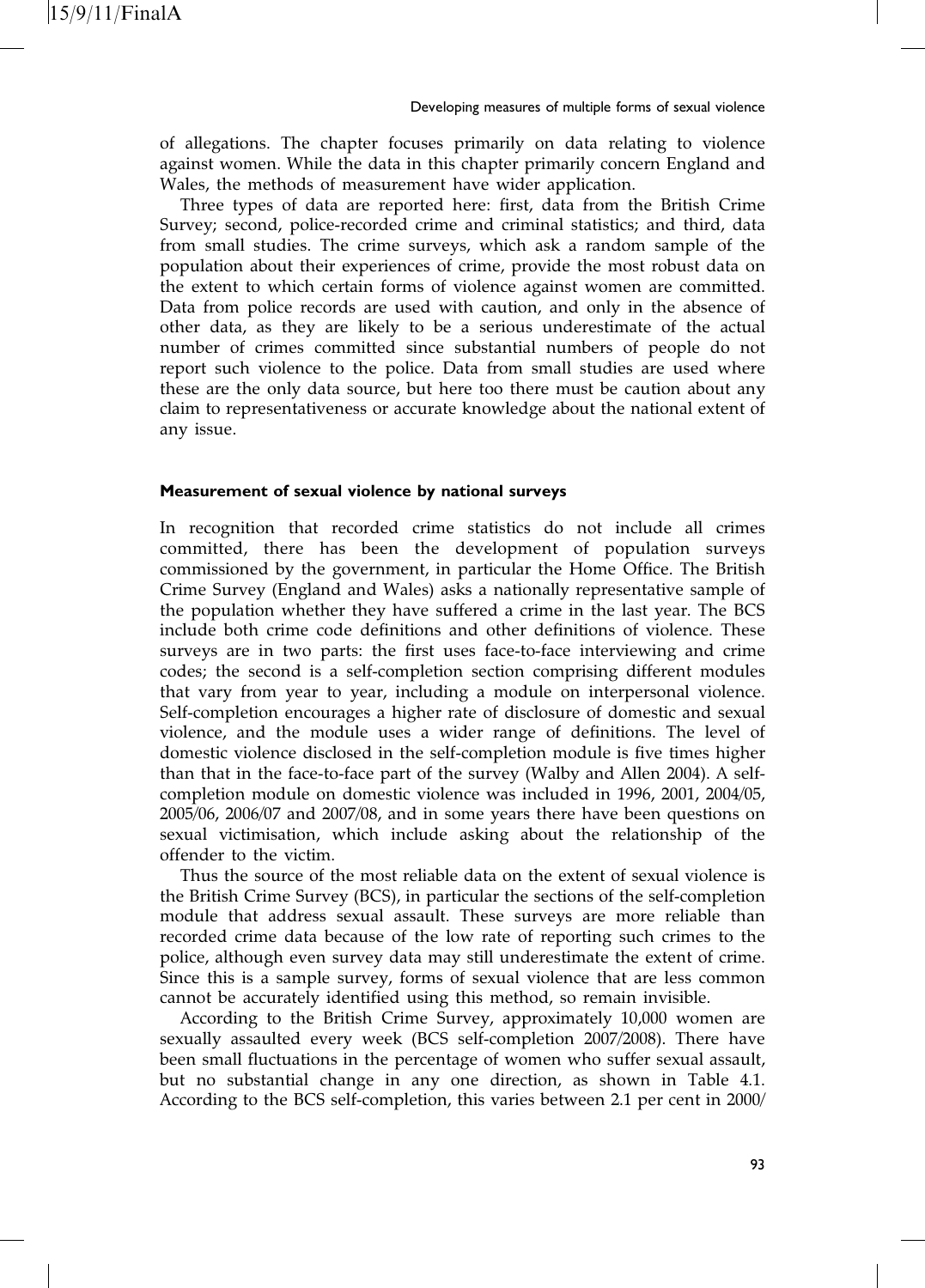of allegations. The chapter focuses primarily on data relating to violence against women. While the data in this chapter primarily concern England and Wales, the methods of measurement have wider application.

Three types of data are reported here: first, data from the British Crime Survey; second, police-recorded crime and criminal statistics; and third, data from small studies. The crime surveys, which ask a random sample of the population about their experiences of crime, provide the most robust data on the extent to which certain forms of violence against women are committed. Data from police records are used with caution, and only in the absence of other data, as they are likely to be a serious underestimate of the actual number of crimes committed since substantial numbers of people do not report such violence to the police. Data from small studies are used where these are the only data source, but here too there must be caution about any claim to representativeness or accurate knowledge about the national extent of any issue.

#### Measurement of sexual violence by national surveys

In recognition that recorded crime statistics do not include all crimes committed, there has been the development of population surveys commissioned by the government, in particular the Home Office. The British Crime Survey (England and Wales) asks a nationally representative sample of the population whether they have suffered a crime in the last year. The BCS include both crime code definitions and other definitions of violence. These surveys are in two parts: the first uses face-to-face interviewing and crime codes; the second is a self-completion section comprising different modules that vary from year to year, including a module on interpersonal violence. Self-completion encourages a higher rate of disclosure of domestic and sexual violence, and the module uses a wider range of definitions. The level of domestic violence disclosed in the self-completion module is five times higher than that in the face-to-face part of the survey (Walby and Allen 2004). A self-completion module on domestic violence was included in 1996, 2001, 2004/05, 2005/06, 2006/07 and 2007/08, and in some years there have been questions on sexual victimisation, which include asking about the relationship of the offender to the victim.

Thus the source of the most reliable data on the extent of sexual violence is the British Crime Survey (BCS), in particular the sections of the self-completion module that address sexual assault. These surveys are more reliable than recorded crime data because of the low rate of reporting such crimes to the police, although even survey data may still underestimate the extent of crime. Since this is a sample survey, forms of sexual violence that are less common cannot be accurately identified using this method, so remain invisible.

According to the British Crime Survey, approximately 10,000 women are sexually assaulted every week (BCS self-completion 2007/2008). There have been small fluctuations in the percentage of women who suffer sexual assault, but no substantial change in any one direction, as shown in Table 4.1. According to the BCS self-completion, this varies between 2.1 per cent in 2000/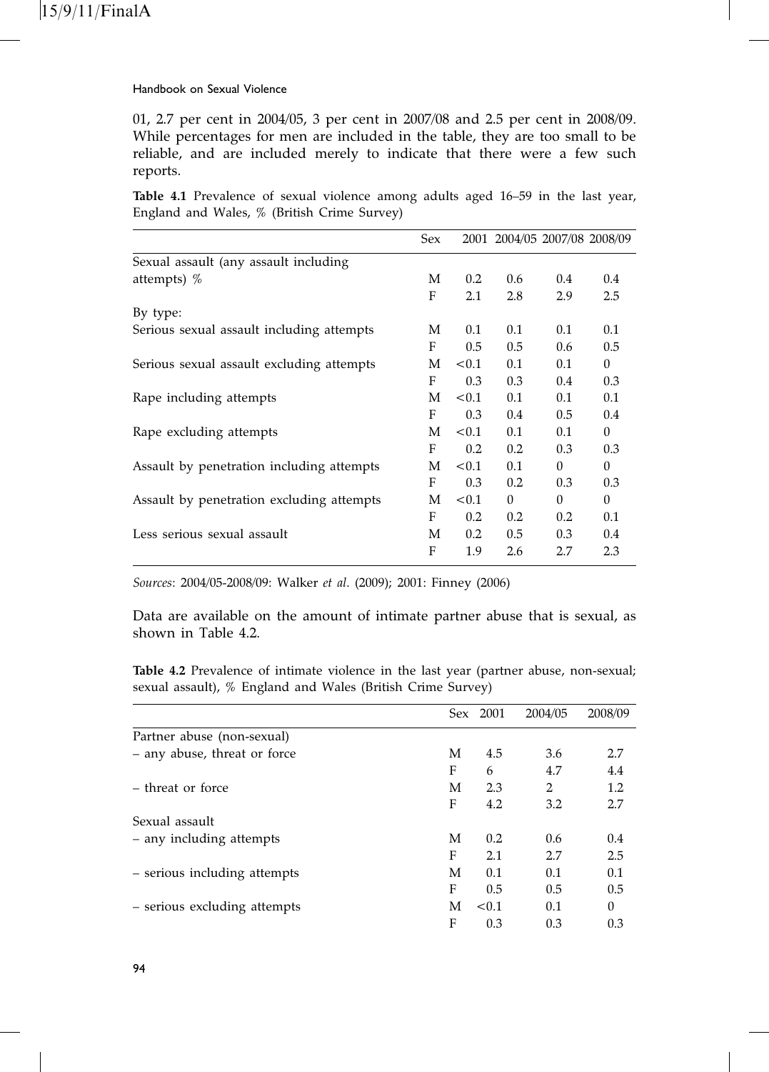01, 2.7 per cent in 2004/05, 3 per cent in 2007/08 and 2.5 per cent in 2008/09. While percentages for men are included in the table, they are too small to be reliable, and are included merely to indicate that there were a few such reports.

**Table 4.1** Prevalence of sexual violence among adults aged 16–59 in the last year, England and Wales, % (British Crime Survey)

| | Sex | 2001 | 2004/05 | 2007/08 | 2008/09 |
|---|---|---|---|---|---|
| Sexual assault (any assault including attempts) % | M | 0.2 | 0.6 | 0.4 | 0.4 |
| | F | 2.1 | 2.8 | 2.9 | 2.5 |
| By type: | | | | | |
| Serious sexual assault including attempts | M | 0.1 | 0.1 | 0.1 | 0.1 |
| | F | 0.5 | 0.5 | 0.6 | 0.5 |
| Serious sexual assault excluding attempts | M | <0.1 | 0.1 | 0.1 | 0 |
| | F | 0.3 | 0.3 | 0.4 | 0.3 |
| Rape including attempts | M | <0.1 | 0.1 | 0.1 | 0.1 |
| | F | 0.3 | 0.4 | 0.5 | 0.4 |
| Rape excluding attempts | M | <0.1 | 0.1 | 0.1 | 0 |
| | F | 0.2 | 0.2 | 0.3 | 0.3 |
| Assault by penetration including attempts | M | <0.1 | 0.1 | 0 | 0 |
| | F | 0.3 | 0.2 | 0.3 | 0.3 |
| Assault by penetration excluding attempts | M | <0.1 | 0 | 0 | 0 |
| | F | 0.2 | 0.2 | 0.2 | 0.1 |
| Less serious sexual assault | M | 0.2 | 0.5 | 0.3 | 0.4 |
| | F | 1.9 | 2.6 | 2.7 | 2.3 |

*Sources*: 2004/05-2008/09: Walker *et al.* (2009); 2001: Finney (2006)

Data are available on the amount of intimate partner abuse that is sexual, as shown in Table 4.2.

**Table 4.2** Prevalence of intimate violence in the last year (partner abuse, non-sexual; sexual assault), % England and Wales (British Crime Survey)

| | Sex | 2001 | 2004/05 | 2008/09 |
|---|---|---|---|---|
| Partner abuse (non-sexual) | | | | |
| – any abuse, threat or force | M | 4.5 | 3.6 | 2.7 |
| | F | 6 | 4.7 | 4.4 |
| – threat or force | M | 2.3 | 2 | 1.2 |
| | F | 4.2 | 3.2 | 2.7 |
| Sexual assault | | | | |
| – any including attempts | M | 0.2 | 0.6 | 0.4 |
| | F | 2.1 | 2.7 | 2.5 |
| – serious including attempts | M | 0.1 | 0.1 | 0.1 |
| | F | 0.5 | 0.5 | 0.5 |
| – serious excluding attempts | M | <0.1 | 0.1 | 0 |
| | F | 0.3 | 0.3 | 0.3 |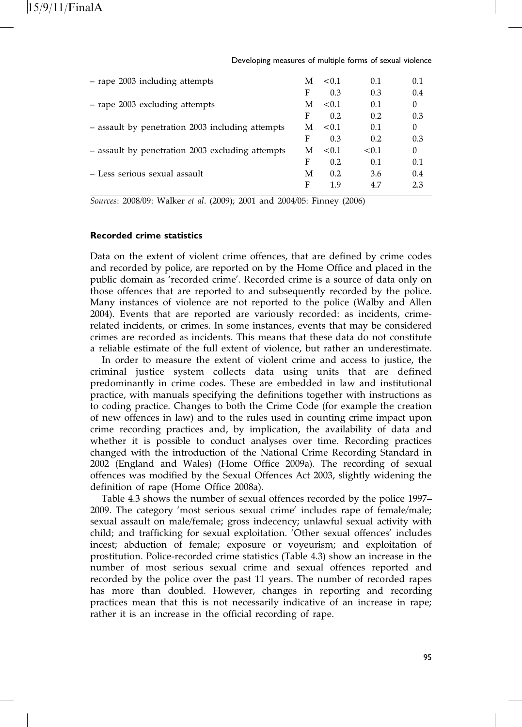| | | | | |
|---|---|---|---|---|
| – rape 2003 including attempts | M | <0.1 | 0.1 | 0.1 |
| | F | 0.3 | 0.3 | 0.4 |
| – rape 2003 excluding attempts | M | <0.1 | 0.1 | 0 |
| | F | 0.2 | 0.2 | 0.3 |
| – assault by penetration 2003 including attempts | M | <0.1 | 0.1 | 0 |
| | F | 0.3 | 0.2 | 0.3 |
| – assault by penetration 2003 excluding attempts | M | <0.1 | <0.1 | 0 |
| | F | 0.2 | 0.1 | 0.1 |
| – Less serious sexual assault | M | 0.2 | 3.6 | 0.4 |
| | F | 1.9 | 4.7 | 2.3 |

*Sources*: 2008/09: Walker *et al*. (2009); 2001 and 2004/05: Finney (2006)

### Recorded crime statistics

Data on the extent of violent crime offences, that are defined by crime codes and recorded by police, are reported on by the Home Office and placed in the public domain as 'recorded crime'. Recorded crime is a source of data only on those offences that are reported to and subsequently recorded by the police. Many instances of violence are not reported to the police (Walby and Allen 2004). Events that are reported are variously recorded: as incidents, crime-related incidents, or crimes. In some instances, events that may be considered crimes are recorded as incidents. This means that these data do not constitute a reliable estimate of the full extent of violence, but rather an underestimate.

In order to measure the extent of violent crime and access to justice, the criminal justice system collects data using units that are defined predominantly in crime codes. These are embedded in law and institutional practice, with manuals specifying the definitions together with instructions as to coding practice. Changes to both the Crime Code (for example the creation of new offences in law) and to the rules used in counting crime impact upon crime recording practices and, by implication, the availability of data and whether it is possible to conduct analyses over time. Recording practices changed with the introduction of the National Crime Recording Standard in 2002 (England and Wales) (Home Office 2009a). The recording of sexual offences was modified by the Sexual Offences Act 2003, slightly widening the definition of rape (Home Office 2008a).

Table 4.3 shows the number of sexual offences recorded by the police 1997–2009. The category 'most serious sexual crime' includes rape of female/male; sexual assault on male/female; gross indecency; unlawful sexual activity with child; and trafficking for sexual exploitation. 'Other sexual offences' includes incest; abduction of female; exposure or voyeurism; and exploitation of prostitution. Police-recorded crime statistics (Table 4.3) show an increase in the number of most serious sexual crime and sexual offences reported and recorded by the police over the past 11 years. The number of recorded rapes has more than doubled. However, changes in reporting and recording practices mean that this is not necessarily indicative of an increase in rape; rather it is an increase in the official recording of rape.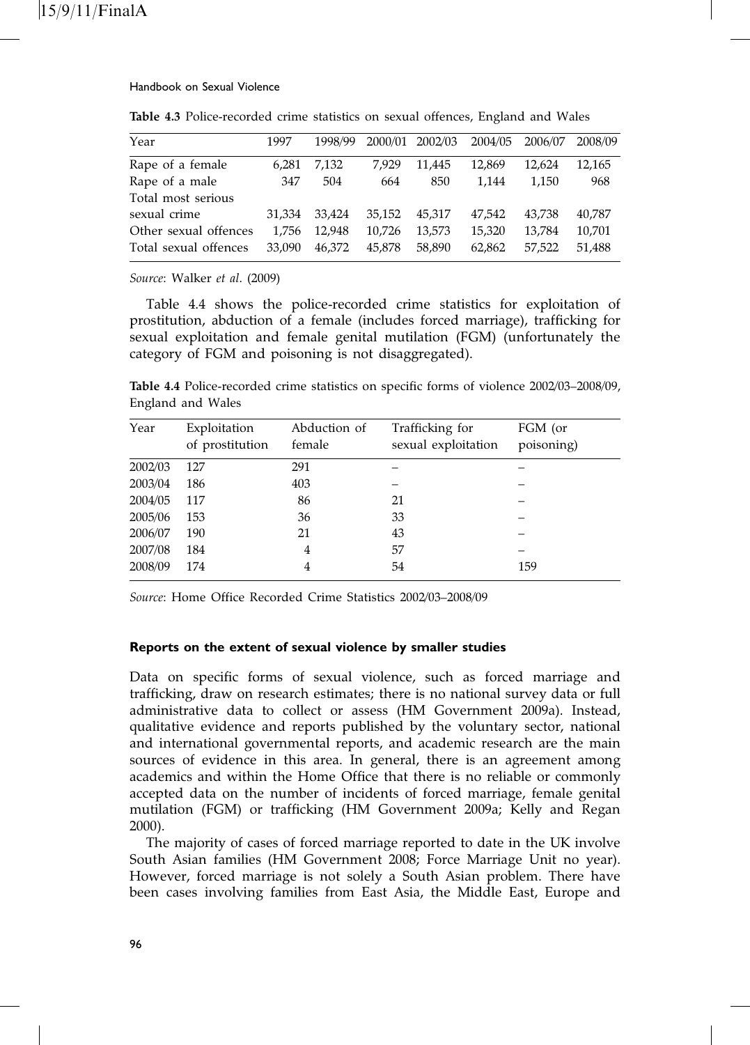**Table 4.3** Police-recorded crime statistics on sexual offences, England and Wales

| Year | 1997 | 1998/99 | 2000/01 | 2002/03 | 2004/05 | 2006/07 | 2008/09 |
|---|---|---|---|---|---|---|---|
| Rape of a female | 6,281 | 7,132 | 7,929 | 11,445 | 12,869 | 12,624 | 12,165 |
| Rape of a male | 347 | 504 | 664 | 850 | 1,144 | 1,150 | 968 |
| Total most serious sexual crime | 31,334 | 33,424 | 35,152 | 45,317 | 47,542 | 43,738 | 40,787 |
| Other sexual offences | 1,756 | 12,948 | 10,726 | 13,573 | 15,320 | 13,784 | 10,701 |
| Total sexual offences | 33,090 | 46,372 | 45,878 | 58,890 | 62,862 | 57,522 | 51,488 |

*Source*: Walker *et al*. (2009)

Table 4.4 shows the police-recorded crime statistics for exploitation of prostitution, abduction of a female (includes forced marriage), trafficking for sexual exploitation and female genital mutilation (FGM) (unfortunately the category of FGM and poisoning is not disaggregated).

**Table 4.4** Police-recorded crime statistics on specific forms of violence 2002/03–2008/09, England and Wales

| Year | Exploitation of prostitution | Abduction of female | Trafficking for sexual exploitation | FGM (or poisoning) |
|---|---|---|---|---|
| 2002/03 | 127 | 291 | – | – |
| 2003/04 | 186 | 403 | – | – |
| 2004/05 | 117 | 86 | 21 | – |
| 2005/06 | 153 | 36 | 33 | – |
| 2006/07 | 190 | 21 | 43 | – |
| 2007/08 | 184 | 4 | 57 | – |
| 2008/09 | 174 | 4 | 54 | 159 |

*Source*: Home Office Recorded Crime Statistics 2002/03–2008/09

### Reports on the extent of sexual violence by smaller studies

Data on specific forms of sexual violence, such as forced marriage and trafficking, draw on research estimates; there is no national survey data or full administrative data to collect or assess (HM Government 2009a). Instead, qualitative evidence and reports published by the voluntary sector, national and international governmental reports, and academic research are the main sources of evidence in this area. In general, there is an agreement among academics and within the Home Office that there is no reliable or commonly accepted data on the number of incidents of forced marriage, female genital mutilation (FGM) or trafficking (HM Government 2009a; Kelly and Regan 2000).

The majority of cases of forced marriage reported to date in the UK involve South Asian families (HM Government 2008; Force Marriage Unit no year). However, forced marriage is not solely a South Asian problem. There have been cases involving families from East Asia, the Middle East, Europe and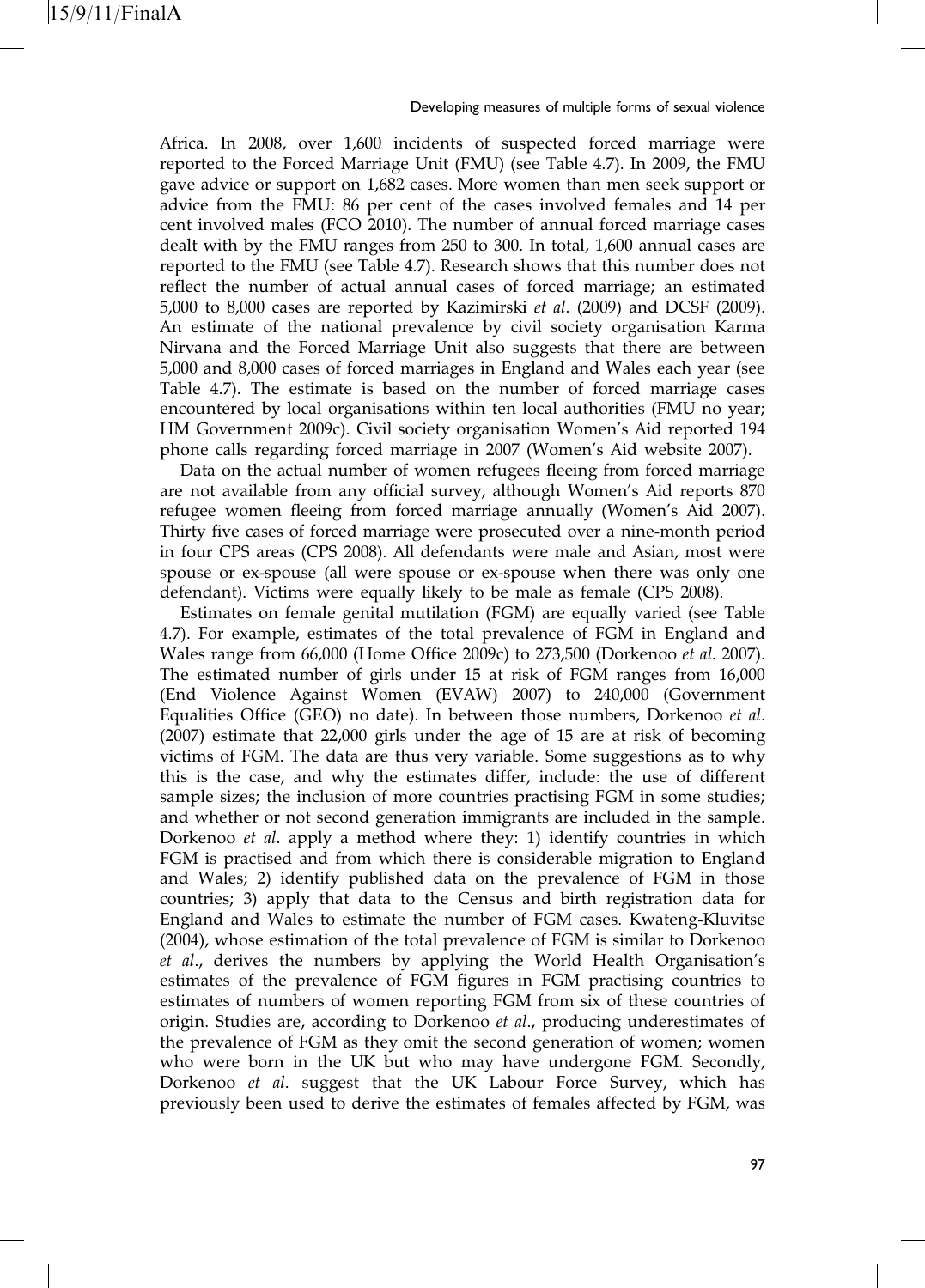Africa. In 2008, over 1,600 incidents of suspected forced marriage were reported to the Forced Marriage Unit (FMU) (see Table 4.7). In 2009, the FMU gave advice or support on 1,682 cases. More women than men seek support or advice from the FMU: 86 per cent of the cases involved females and 14 per cent involved males (FCO 2010). The number of annual forced marriage cases dealt with by the FMU ranges from 250 to 300. In total, 1,600 annual cases are reported to the FMU (see Table 4.7). Research shows that this number does not reflect the number of actual annual cases of forced marriage; an estimated 5,000 to 8,000 cases are reported by Kazimirski *et al*. (2009) and DCSF (2009). An estimate of the national prevalence by civil society organisation Karma Nirvana and the Forced Marriage Unit also suggests that there are between 5,000 and 8,000 cases of forced marriages in England and Wales each year (see Table 4.7). The estimate is based on the number of forced marriage cases encountered by local organisations within ten local authorities (FMU no year; HM Government 2009c). Civil society organisation Women's Aid reported 194 phone calls regarding forced marriage in 2007 (Women's Aid website 2007).

Data on the actual number of women refugees fleeing from forced marriage are not available from any official survey, although Women's Aid reports 870 refugee women fleeing from forced marriage annually (Women's Aid 2007). Thirty five cases of forced marriage were prosecuted over a nine-month period in four CPS areas (CPS 2008). All defendants were male and Asian, most were spouse or ex-spouse (all were spouse or ex-spouse when there was only one defendant). Victims were equally likely to be male as female (CPS 2008).

Estimates on female genital mutilation (FGM) are equally varied (see Table 4.7). For example, estimates of the total prevalence of FGM in England and Wales range from 66,000 (Home Office 2009c) to 273,500 (Dorkenoo *et al*. 2007). The estimated number of girls under 15 at risk of FGM ranges from 16,000 (End Violence Against Women (EVAW) 2007) to 240,000 (Government Equalities Office (GEO) no date). In between those numbers, Dorkenoo *et al*. (2007) estimate that 22,000 girls under the age of 15 are at risk of becoming victims of FGM. The data are thus very variable. Some suggestions as to why this is the case, and why the estimates differ, include: the use of different sample sizes; the inclusion of more countries practising FGM in some studies; and whether or not second generation immigrants are included in the sample. Dorkenoo *et al*. apply a method where they: 1) identify countries in which FGM is practised and from which there is considerable migration to England and Wales; 2) identify published data on the prevalence of FGM in those countries; 3) apply that data to the Census and birth registration data for England and Wales to estimate the number of FGM cases. Kwateng-Kluvitse (2004), whose estimation of the total prevalence of FGM is similar to Dorkenoo *et al*., derives the numbers by applying the World Health Organisation's estimates of the prevalence of FGM figures in FGM practising countries to estimates of numbers of women reporting FGM from six of these countries of origin. Studies are, according to Dorkenoo *et al*., producing underestimates of the prevalence of FGM as they omit the second generation of women; women who were born in the UK but who may have undergone FGM. Secondly, Dorkenoo *et al*. suggest that the UK Labour Force Survey, which has previously been used to derive the estimates of females affected by FGM, was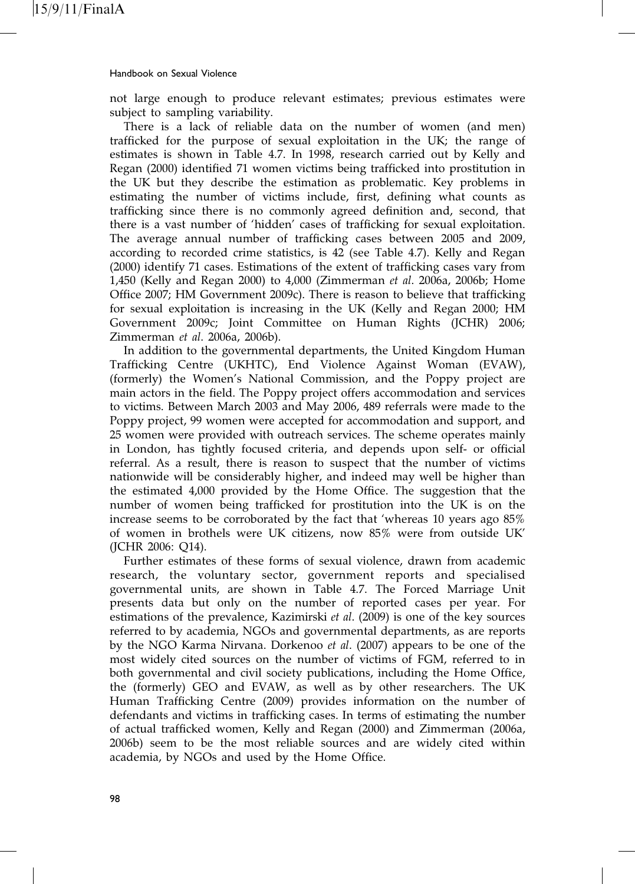not large enough to produce relevant estimates; previous estimates were subject to sampling variability.

There is a lack of reliable data on the number of women (and men) trafficked for the purpose of sexual exploitation in the UK; the range of estimates is shown in Table 4.7. In 1998, research carried out by Kelly and Regan (2000) identified 71 women victims being trafficked into prostitution in the UK but they describe the estimation as problematic. Key problems in estimating the number of victims include, first, defining what counts as trafficking since there is no commonly agreed definition and, second, that there is a vast number of 'hidden' cases of trafficking for sexual exploitation. The average annual number of trafficking cases between 2005 and 2009, according to recorded crime statistics, is 42 (see Table 4.7). Kelly and Regan (2000) identify 71 cases. Estimations of the extent of trafficking cases vary from 1,450 (Kelly and Regan 2000) to 4,000 (Zimmerman *et al*. 2006a, 2006b; Home Office 2007; HM Government 2009c). There is reason to believe that trafficking for sexual exploitation is increasing in the UK (Kelly and Regan 2000; HM Government 2009c; Joint Committee on Human Rights (JCHR) 2006; Zimmerman *et al*. 2006a, 2006b).

In addition to the governmental departments, the United Kingdom Human Trafficking Centre (UKHTC), End Violence Against Woman (EVAW), (formerly) the Women's National Commission, and the Poppy project are main actors in the field. The Poppy project offers accommodation and services to victims. Between March 2003 and May 2006, 489 referrals were made to the Poppy project, 99 women were accepted for accommodation and support, and 25 women were provided with outreach services. The scheme operates mainly in London, has tightly focused criteria, and depends upon self- or official referral. As a result, there is reason to suspect that the number of victims nationwide will be considerably higher, and indeed may well be higher than the estimated 4,000 provided by the Home Office. The suggestion that the number of women being trafficked for prostitution into the UK is on the increase seems to be corroborated by the fact that 'whereas 10 years ago 85% of women in brothels were UK citizens, now 85% were from outside UK' (JCHR 2006: Q14).

Further estimates of these forms of sexual violence, drawn from academic research, the voluntary sector, government reports and specialised governmental units, are shown in Table 4.7. The Forced Marriage Unit presents data but only on the number of reported cases per year. For estimations of the prevalence, Kazimirski *et al*. (2009) is one of the key sources referred to by academia, NGOs and governmental departments, as are reports by the NGO Karma Nirvana. Dorkenoo *et al*. (2007) appears to be one of the most widely cited sources on the number of victims of FGM, referred to in both governmental and civil society publications, including the Home Office, the (formerly) GEO and EVAW, as well as by other researchers. The UK Human Trafficking Centre (2009) provides information on the number of defendants and victims in trafficking cases. In terms of estimating the number of actual trafficked women, Kelly and Regan (2000) and Zimmerman (2006a, 2006b) seem to be the most reliable sources and are widely cited within academia, by NGOs and used by the Home Office.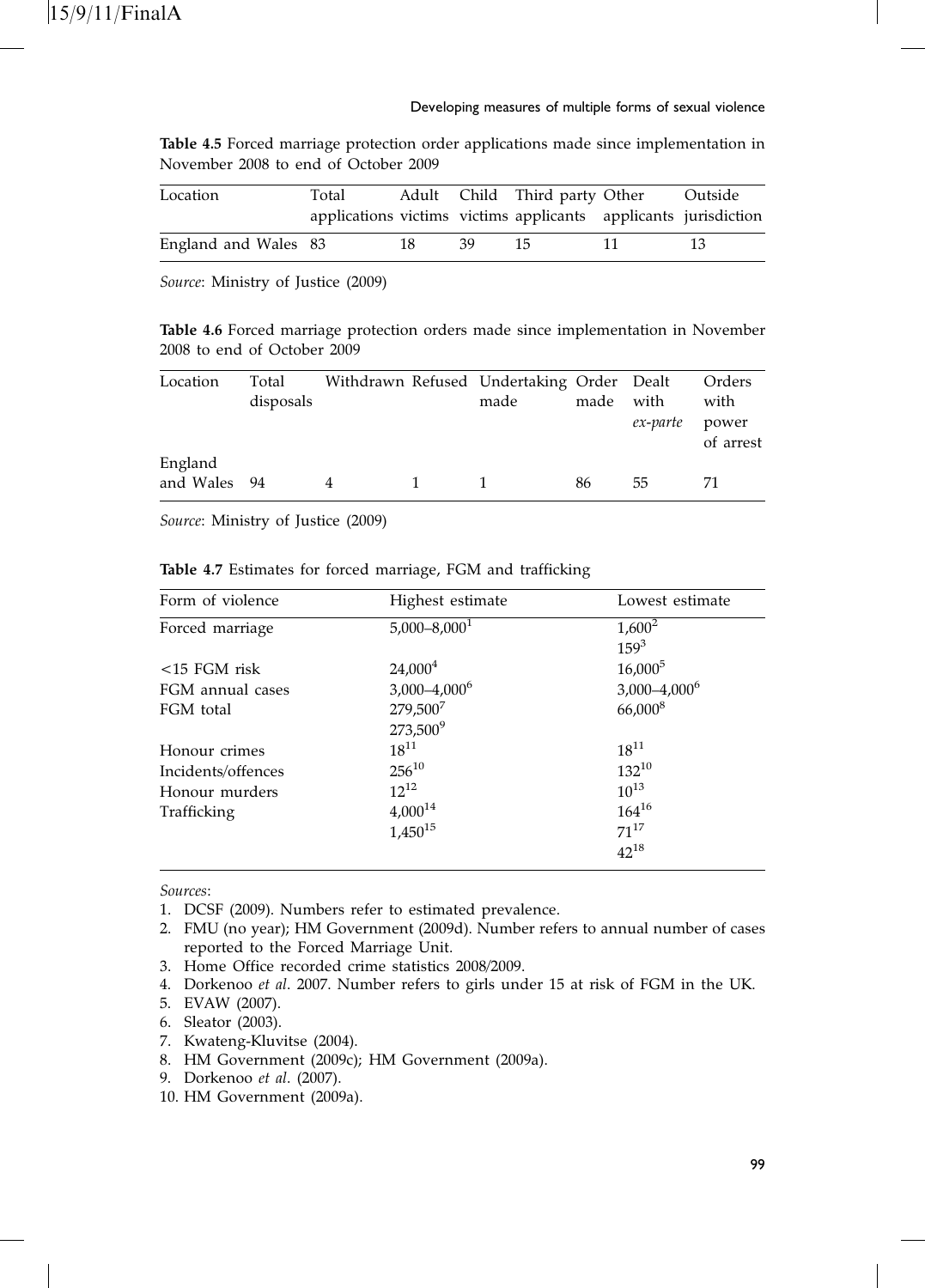**Table 4.5** Forced marriage protection order applications made since implementation in November 2008 to end of October 2009

| Location | Total applications | Adult victims | Child victims | Third party applicants | Other applicants | Outside jurisdiction |
|---|---|---|---|---|---|---|
| England and Wales | 83 | 18 | 39 | 15 | 11 | 13 |

*Source*: Ministry of Justice (2009)

**Table 4.6** Forced marriage protection orders made since implementation in November 2008 to end of October 2009

| Location | Total disposals | Withdrawn | Refused | Undertaking made | Order made | Dealt with *ex-parte* | Orders with power of arrest |
|---|---|---|---|---|---|---|---|
| England and Wales | 94 | 4 | 1 | 1 | 86 | 55 | 71 |

*Source*: Ministry of Justice (2009)

**Table 4.7** Estimates for forced marriage, FGM and trafficking

| Form of violence | Highest estimate | Lowest estimate |
|---|---|---|
| Forced marriage | 5,000–8,000[1] | 1,600[2] |
| | | 159[3] |
| <15 FGM risk | 24,000[4] | 16,000[5] |
| FGM annual cases | 3,000–4,000[6] | 3,000–4,000[6] |
| FGM total | 279,500[7] | 66,000[8] |
| | 273,500[9] | |
| Honour crimes | 18[11] | 18[11] |
| Incidents/offences | 256[10] | 132[10] |
| Honour murders | 12[12] | 10[13] |
| Trafficking | 4,000[14] | 164[16] |
| | 1,450[15] | 71[17] |
| | | 42[18] |

*Sources*:

1. DCSF (2009). Numbers refer to estimated prevalence.
2. FMU (no year); HM Government (2009d). Number refers to annual number of cases reported to the Forced Marriage Unit.
3. Home Office recorded crime statistics 2008/2009.
4. Dorkenoo *et al*. 2007. Number refers to girls under 15 at risk of FGM in the UK.
5. EVAW (2007).
6. Sleator (2003).
7. Kwateng-Kluvitse (2004).
8. HM Government (2009c); HM Government (2009a).
9. Dorkenoo *et al*. (2007).
10. HM Government (2009a).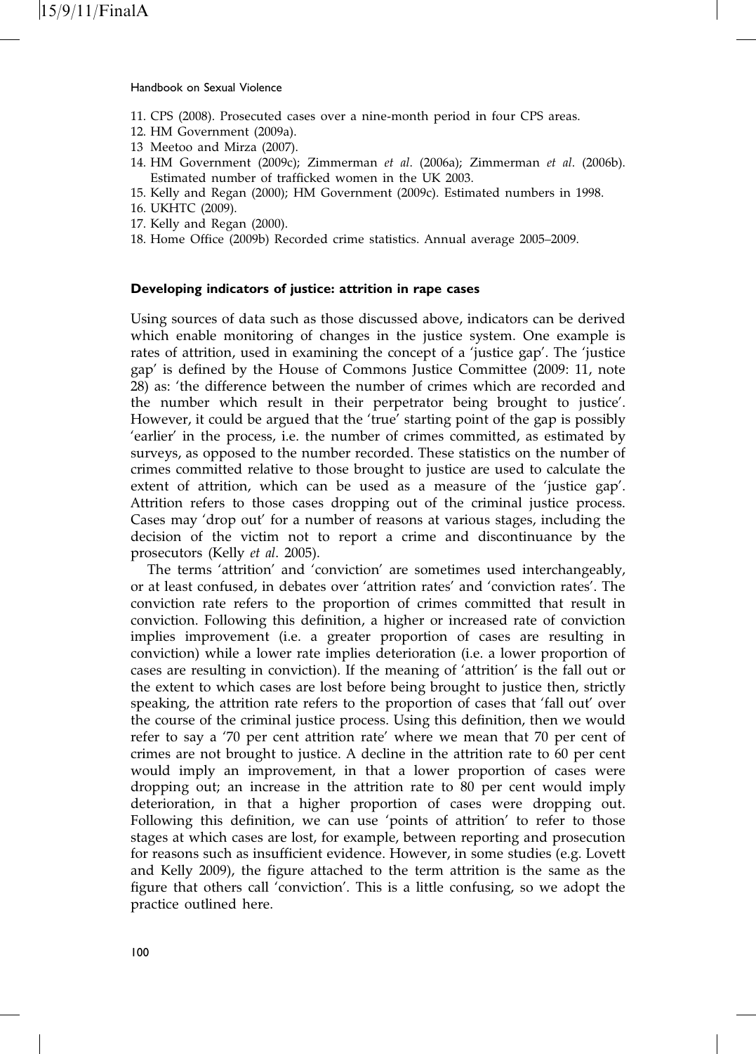11. CPS (2008). Prosecuted cases over a nine-month period in four CPS areas.
12. HM Government (2009a).
13 Meetoo and Mirza (2007).
14. HM Government (2009c); Zimmerman *et al.* (2006a); Zimmerman *et al.* (2006b). Estimated number of trafficked women in the UK 2003.
15. Kelly and Regan (2000); HM Government (2009c). Estimated numbers in 1998.
16. UKHTC (2009).
17. Kelly and Regan (2000).
18. Home Office (2009b) Recorded crime statistics. Annual average 2005–2009.

## Developing indicators of justice: attrition in rape cases

Using sources of data such as those discussed above, indicators can be derived which enable monitoring of changes in the justice system. One example is rates of attrition, used in examining the concept of a 'justice gap'. The 'justice gap' is defined by the House of Commons Justice Committee (2009: 11, note 28) as: 'the difference between the number of crimes which are recorded and the number which result in their perpetrator being brought to justice'. However, it could be argued that the 'true' starting point of the gap is possibly 'earlier' in the process, i.e. the number of crimes committed, as estimated by surveys, as opposed to the number recorded. These statistics on the number of crimes committed relative to those brought to justice are used to calculate the extent of attrition, which can be used as a measure of the 'justice gap'. Attrition refers to those cases dropping out of the criminal justice process. Cases may 'drop out' for a number of reasons at various stages, including the decision of the victim not to report a crime and discontinuance by the prosecutors (Kelly *et al*. 2005).

The terms 'attrition' and 'conviction' are sometimes used interchangeably, or at least confused, in debates over 'attrition rates' and 'conviction rates'. The conviction rate refers to the proportion of crimes committed that result in conviction. Following this definition, a higher or increased rate of conviction implies improvement (i.e. a greater proportion of cases are resulting in conviction) while a lower rate implies deterioration (i.e. a lower proportion of cases are resulting in conviction). If the meaning of 'attrition' is the fall out or the extent to which cases are lost before being brought to justice then, strictly speaking, the attrition rate refers to the proportion of cases that 'fall out' over the course of the criminal justice process. Using this definition, then we would refer to say a '70 per cent attrition rate' where we mean that 70 per cent of crimes are not brought to justice. A decline in the attrition rate to 60 per cent would imply an improvement, in that a lower proportion of cases were dropping out; an increase in the attrition rate to 80 per cent would imply deterioration, in that a higher proportion of cases were dropping out. Following this definition, we can use 'points of attrition' to refer to those stages at which cases are lost, for example, between reporting and prosecution for reasons such as insufficient evidence. However, in some studies (e.g. Lovett and Kelly 2009), the figure attached to the term attrition is the same as the figure that others call 'conviction'. This is a little confusing, so we adopt the practice outlined here.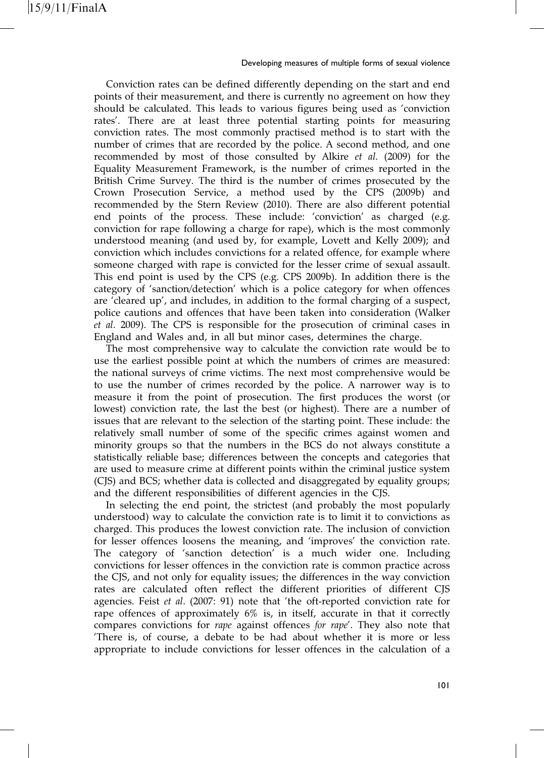Conviction rates can be defined differently depending on the start and end points of their measurement, and there is currently no agreement on how they should be calculated. This leads to various figures being used as 'conviction rates'. There are at least three potential starting points for measuring conviction rates. The most commonly practised method is to start with the number of crimes that are recorded by the police. A second method, and one recommended by most of those consulted by Alkire *et al*. (2009) for the Equality Measurement Framework, is the number of crimes reported in the British Crime Survey. The third is the number of crimes prosecuted by the Crown Prosecution Service, a method used by the CPS (2009b) and recommended by the Stern Review (2010). There are also different potential end points of the process. These include: 'conviction' as charged (e.g. conviction for rape following a charge for rape), which is the most commonly understood meaning (and used by, for example, Lovett and Kelly 2009); and conviction which includes convictions for a related offence, for example where someone charged with rape is convicted for the lesser crime of sexual assault. This end point is used by the CPS (e.g. CPS 2009b). In addition there is the category of 'sanction/detection' which is a police category for when offences are 'cleared up', and includes, in addition to the formal charging of a suspect, police cautions and offences that have been taken into consideration (Walker *et al*. 2009). The CPS is responsible for the prosecution of criminal cases in England and Wales and, in all but minor cases, determines the charge.

The most comprehensive way to calculate the conviction rate would be to use the earliest possible point at which the numbers of crimes are measured: the national surveys of crime victims. The next most comprehensive would be to use the number of crimes recorded by the police. A narrower way is to measure it from the point of prosecution. The first produces the worst (or lowest) conviction rate, the last the best (or highest). There are a number of issues that are relevant to the selection of the starting point. These include: the relatively small number of some of the specific crimes against women and minority groups so that the numbers in the BCS do not always constitute a statistically reliable base; differences between the concepts and categories that are used to measure crime at different points within the criminal justice system (CJS) and BCS; whether data is collected and disaggregated by equality groups; and the different responsibilities of different agencies in the CJS.

In selecting the end point, the strictest (and probably the most popularly understood) way to calculate the conviction rate is to limit it to convictions as charged. This produces the lowest conviction rate. The inclusion of conviction for lesser offences loosens the meaning, and 'improves' the conviction rate. The category of 'sanction detection' is a much wider one. Including convictions for lesser offences in the conviction rate is common practice across the CJS, and not only for equality issues; the differences in the way conviction rates are calculated often reflect the different priorities of different CJS agencies. Feist *et al*. (2007: 91) note that 'the oft-reported conviction rate for rape offences of approximately 6% is, in itself, accurate in that it correctly compares convictions for *rape* against offences *for rape*'. They also note that 'There is, of course, a debate to be had about whether it is more or less appropriate to include convictions for lesser offences in the calculation of a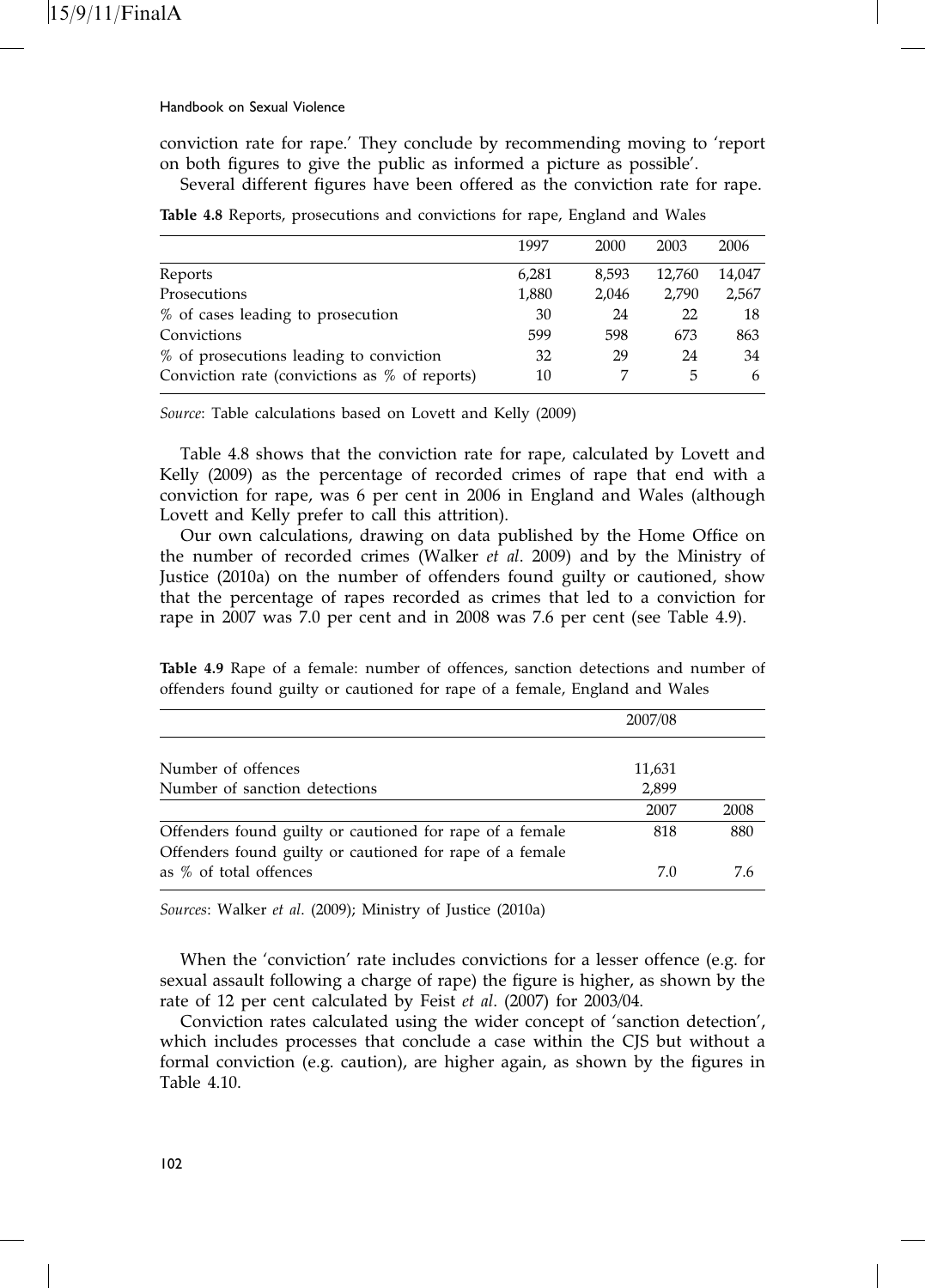conviction rate for rape.' They conclude by recommending moving to 'report on both figures to give the public as informed a picture as possible'.

Several different figures have been offered as the conviction rate for rape.

**Table 4.8** Reports, prosecutions and convictions for rape, England and Wales

| | 1997 | 2000 | 2003 | 2006 |
|---|---|---|---|---|
| Reports | 6,281 | 8,593 | 12,760 | 14,047 |
| Prosecutions | 1,880 | 2,046 | 2,790 | 2,567 |
| % of cases leading to prosecution | 30 | 24 | 22 | 18 |
| Convictions | 599 | 598 | 673 | 863 |
| % of prosecutions leading to conviction | 32 | 29 | 24 | 34 |
| Conviction rate (convictions as % of reports) | 10 | 7 | 5 | 6 |

*Source*: Table calculations based on Lovett and Kelly (2009)

Table 4.8 shows that the conviction rate for rape, calculated by Lovett and Kelly (2009) as the percentage of recorded crimes of rape that end with a conviction for rape, was 6 per cent in 2006 in England and Wales (although Lovett and Kelly prefer to call this attrition).

Our own calculations, drawing on data published by the Home Office on the number of recorded crimes (Walker *et al*. 2009) and by the Ministry of Justice (2010a) on the number of offenders found guilty or cautioned, show that the percentage of rapes recorded as crimes that led to a conviction for rape in 2007 was 7.0 per cent and in 2008 was 7.6 per cent (see Table 4.9).

**Table 4.9** Rape of a female: number of offences, sanction detections and number of offenders found guilty or cautioned for rape of a female, England and Wales

| | 2007/08 | |
|---|---|---|
| Number of offences | 11,631 | |
| Number of sanction detections | 2,899 | |
| | 2007 | 2008 |
| Offenders found guilty or cautioned for rape of a female | 818 | 880 |
| Offenders found guilty or cautioned for rape of a female as % of total offences | 7.0 | 7.6 |

*Sources*: Walker *et al*. (2009); Ministry of Justice (2010a)

When the 'conviction' rate includes convictions for a lesser offence (e.g. for sexual assault following a charge of rape) the figure is higher, as shown by the rate of 12 per cent calculated by Feist *et al*. (2007) for 2003/04.

Conviction rates calculated using the wider concept of 'sanction detection', which includes processes that conclude a case within the CJS but without a formal conviction (e.g. caution), are higher again, as shown by the figures in Table 4.10.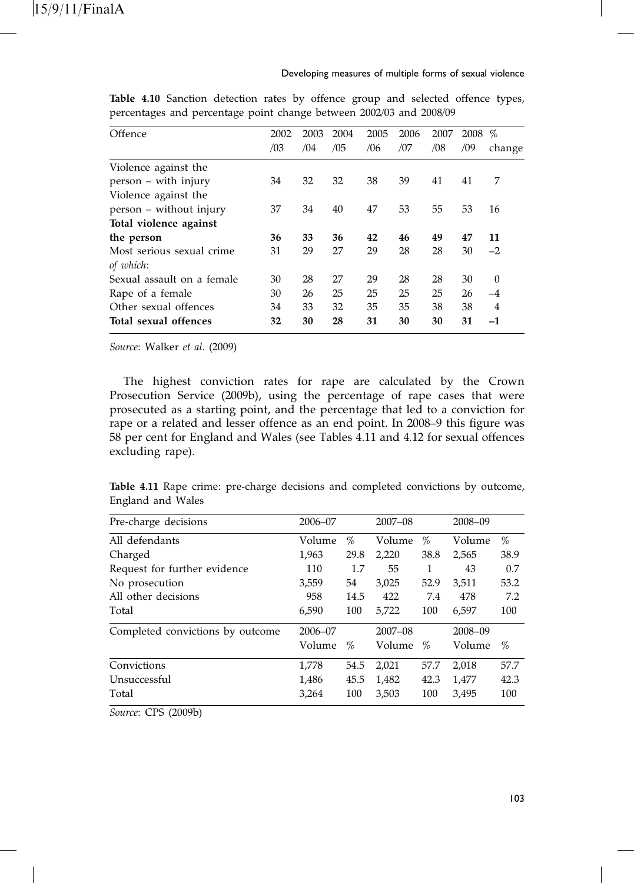**Table 4.10** Sanction detection rates by offence group and selected offence types, percentages and percentage point change between 2002/03 and 2008/09

| Offence | 2002/03 | 2003/04 | 2004/05 | 2005/06 | 2006/07 | 2007/08 | 2008/09 | % change |
|---|---|---|---|---|---|---|---|---|
| Violence against the person – with injury | 34 | 32 | 32 | 38 | 39 | 41 | 41 | 7 |
| Violence against the person – without injury | 37 | 34 | 40 | 47 | 53 | 55 | 53 | 16 |
| **Total violence against the person** | **36** | **33** | **36** | **42** | **46** | **49** | **47** | **11** |
| Most serious sexual crime | 31 | 29 | 27 | 29 | 28 | 28 | 30 | –2 |
| *of which*: | | | | | | | | |
| Sexual assault on a female | 30 | 28 | 27 | 29 | 28 | 28 | 30 | 0 |
| Rape of a female | 30 | 26 | 25 | 25 | 25 | 25 | 26 | –4 |
| Other sexual offences | 34 | 33 | 32 | 35 | 35 | 38 | 38 | 4 |
| **Total sexual offences** | **32** | **30** | **28** | **31** | **30** | **30** | **31** | **–1** |

*Source*: Walker *et al*. (2009)

The highest conviction rates for rape are calculated by the Crown Prosecution Service (2009b), using the percentage of rape cases that were prosecuted as a starting point, and the percentage that led to a conviction for rape or a related and lesser offence as an end point. In 2008–9 this figure was 58 per cent for England and Wales (see Tables 4.11 and 4.12 for sexual offences excluding rape).

**Table 4.11** Rape crime: pre-charge decisions and completed convictions by outcome, England and Wales

| Pre-charge decisions | 2006–07 | | 2007–08 | | 2008–09 | |
|---|---|---|---|---|---|---|
| All defendants | Volume | % | Volume | % | Volume | % |
| Charged | 1,963 | 29.8 | 2,220 | 38.8 | 2,565 | 38.9 |
| Request for further evidence | 110 | 1.7 | 55 | 1 | 43 | 0.7 |
| No prosecution | 3,559 | 54 | 3,025 | 52.9 | 3,511 | 53.2 |
| All other decisions | 958 | 14.5 | 422 | 7.4 | 478 | 7.2 |
| Total | 6,590 | 100 | 5,722 | 100 | 6,597 | 100 |
| **Completed convictions by outcome** | **2006–07** | | **2007–08** | | **2008–09** | |
| | Volume | % | Volume | % | Volume | % |
| Convictions | 1,778 | 54.5 | 2,021 | 57.7 | 2,018 | 57.7 |
| Unsuccessful | 1,486 | 45.5 | 1,482 | 42.3 | 1,477 | 42.3 |
| Total | 3,264 | 100 | 3,503 | 100 | 3,495 | 100 |

*Source*: CPS (2009b)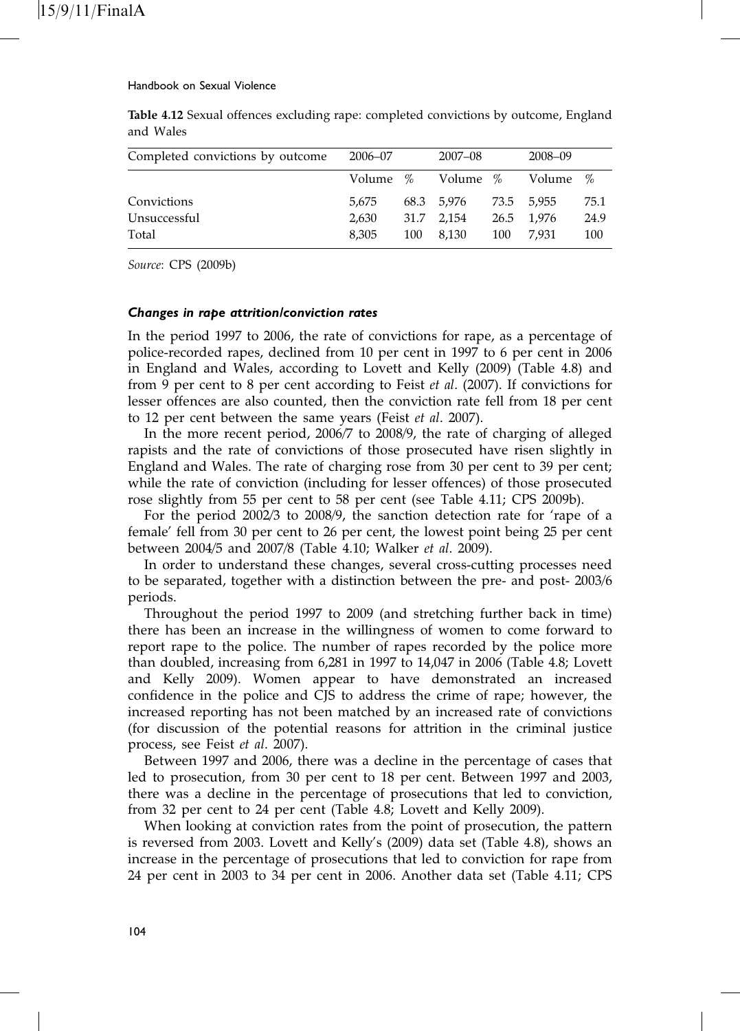**Table 4.12** Sexual offences excluding rape: completed convictions by outcome, England and Wales

| Completed convictions by outcome | 2006–07 | | 2007–08 | | 2008–09 | |
|---|---|---|---|---|---|---|
| | Volume | % | Volume | % | Volume | % |
| Convictions | 5,675 | 68.3 | 5,976 | 73.5 | 5,955 | 75.1 |
| Unsuccessful | 2,630 | 31.7 | 2,154 | 26.5 | 1,976 | 24.9 |
| Total | 8,305 | 100 | 8,130 | 100 | 7,931 | 100 |

*Source*: CPS (2009b)

### *Changes in rape attrition/conviction rates*

In the period 1997 to 2006, the rate of convictions for rape, as a percentage of police-recorded rapes, declined from 10 per cent in 1997 to 6 per cent in 2006 in England and Wales, according to Lovett and Kelly (2009) (Table 4.8) and from 9 per cent to 8 per cent according to Feist *et al*. (2007). If convictions for lesser offences are also counted, then the conviction rate fell from 18 per cent to 12 per cent between the same years (Feist *et al*. 2007).

In the more recent period, 2006/7 to 2008/9, the rate of charging of alleged rapists and the rate of convictions of those prosecuted have risen slightly in England and Wales. The rate of charging rose from 30 per cent to 39 per cent; while the rate of conviction (including for lesser offences) of those prosecuted rose slightly from 55 per cent to 58 per cent (see Table 4.11; CPS 2009b).

For the period 2002/3 to 2008/9, the sanction detection rate for 'rape of a female' fell from 30 per cent to 26 per cent, the lowest point being 25 per cent between 2004/5 and 2007/8 (Table 4.10; Walker *et al*. 2009).

In order to understand these changes, several cross-cutting processes need to be separated, together with a distinction between the pre- and post- 2003/6 periods.

Throughout the period 1997 to 2009 (and stretching further back in time) there has been an increase in the willingness of women to come forward to report rape to the police. The number of rapes recorded by the police more than doubled, increasing from 6,281 in 1997 to 14,047 in 2006 (Table 4.8; Lovett and Kelly 2009). Women appear to have demonstrated an increased confidence in the police and CJS to address the crime of rape; however, the increased reporting has not been matched by an increased rate of convictions (for discussion of the potential reasons for attrition in the criminal justice process, see Feist *et al*. 2007).

Between 1997 and 2006, there was a decline in the percentage of cases that led to prosecution, from 30 per cent to 18 per cent. Between 1997 and 2003, there was a decline in the percentage of prosecutions that led to conviction, from 32 per cent to 24 per cent (Table 4.8; Lovett and Kelly 2009).

When looking at conviction rates from the point of prosecution, the pattern is reversed from 2003. Lovett and Kelly's (2009) data set (Table 4.8), shows an increase in the percentage of prosecutions that led to conviction for rape from 24 per cent in 2003 to 34 per cent in 2006. Another data set (Table 4.11; CPS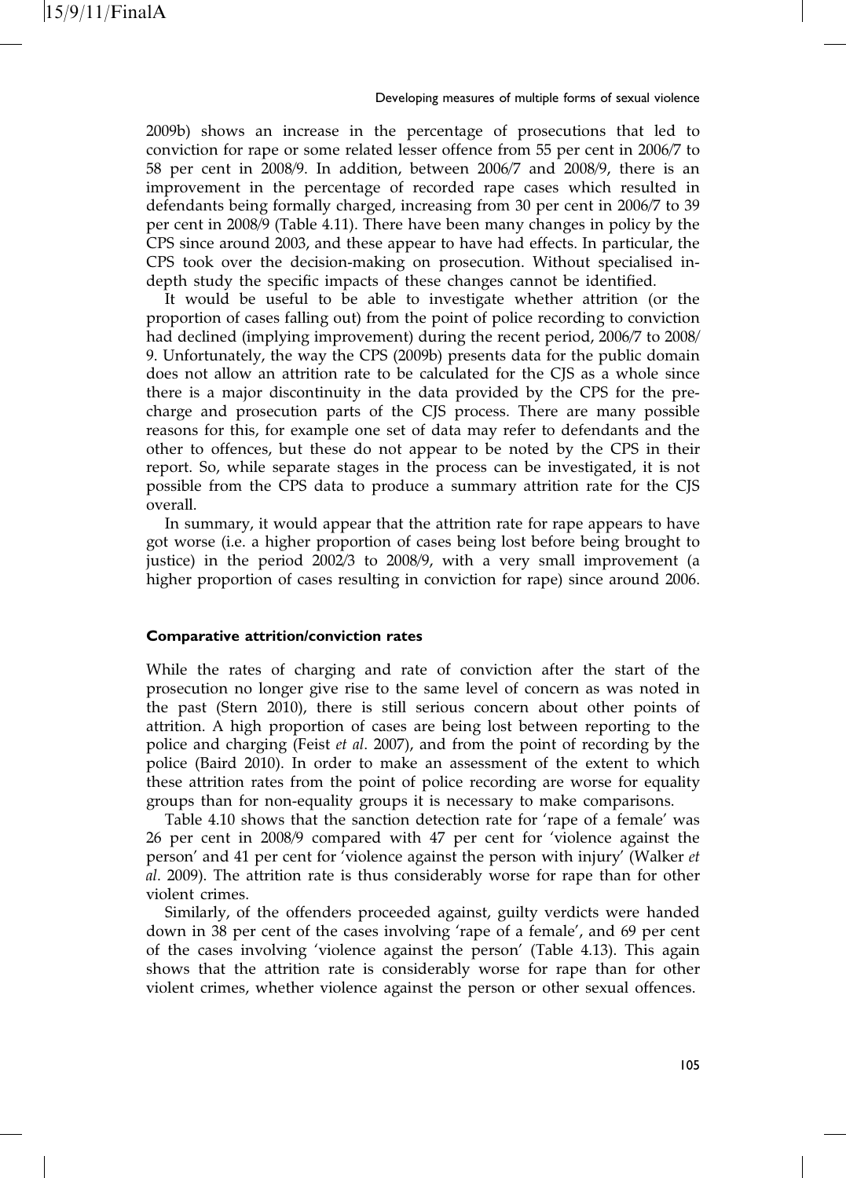2009b) shows an increase in the percentage of prosecutions that led to conviction for rape or some related lesser offence from 55 per cent in 2006/7 to 58 per cent in 2008/9. In addition, between 2006/7 and 2008/9, there is an improvement in the percentage of recorded rape cases which resulted in defendants being formally charged, increasing from 30 per cent in 2006/7 to 39 per cent in 2008/9 (Table 4.11). There have been many changes in policy by the CPS since around 2003, and these appear to have had effects. In particular, the CPS took over the decision-making on prosecution. Without specialised in-depth study the specific impacts of these changes cannot be identified.

It would be useful to be able to investigate whether attrition (or the proportion of cases falling out) from the point of police recording to conviction had declined (implying improvement) during the recent period, 2006/7 to 2008/9. Unfortunately, the way the CPS (2009b) presents data for the public domain does not allow an attrition rate to be calculated for the CJS as a whole since there is a major discontinuity in the data provided by the CPS for the pre-charge and prosecution parts of the CJS process. There are many possible reasons for this, for example one set of data may refer to defendants and the other to offences, but these do not appear to be noted by the CPS in their report. So, while separate stages in the process can be investigated, it is not possible from the CPS data to produce a summary attrition rate for the CJS overall.

In summary, it would appear that the attrition rate for rape appears to have got worse (i.e. a higher proportion of cases being lost before being brought to justice) in the period 2002/3 to 2008/9, with a very small improvement (a higher proportion of cases resulting in conviction for rape) since around 2006.

### Comparative attrition/conviction rates

While the rates of charging and rate of conviction after the start of the prosecution no longer give rise to the same level of concern as was noted in the past (Stern 2010), there is still serious concern about other points of attrition. A high proportion of cases are being lost between reporting to the police and charging (Feist *et al*. 2007), and from the point of recording by the police (Baird 2010). In order to make an assessment of the extent to which these attrition rates from the point of police recording are worse for equality groups than for non-equality groups it is necessary to make comparisons.

Table 4.10 shows that the sanction detection rate for 'rape of a female' was 26 per cent in 2008/9 compared with 47 per cent for 'violence against the person' and 41 per cent for 'violence against the person with injury' (Walker *et al*. 2009). The attrition rate is thus considerably worse for rape than for other violent crimes.

Similarly, of the offenders proceeded against, guilty verdicts were handed down in 38 per cent of the cases involving 'rape of a female', and 69 per cent of the cases involving 'violence against the person' (Table 4.13). This again shows that the attrition rate is considerably worse for rape than for other violent crimes, whether violence against the person or other sexual offences.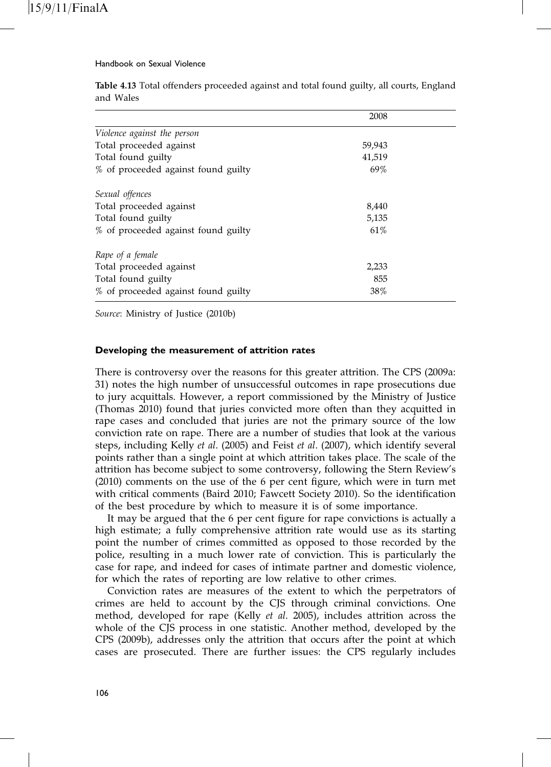**Table 4.13** Total offenders proceeded against and total found guilty, all courts, England and Wales

| | 2008 |
|---|---|
| *Violence against the person* | |
| Total proceeded against | 59,943 |
| Total found guilty | 41,519 |
| % of proceeded against found guilty | 69% |
| *Sexual offences* | |
| Total proceeded against | 8,440 |
| Total found guilty | 5,135 |
| % of proceeded against found guilty | 61% |
| *Rape of a female* | |
| Total proceeded against | 2,233 |
| Total found guilty | 855 |
| % of proceeded against found guilty | 38% |

*Source*: Ministry of Justice (2010b)

### Developing the measurement of attrition rates

There is controversy over the reasons for this greater attrition. The CPS (2009a: 31) notes the high number of unsuccessful outcomes in rape prosecutions due to jury acquittals. However, a report commissioned by the Ministry of Justice (Thomas 2010) found that juries convicted more often than they acquitted in rape cases and concluded that juries are not the primary source of the low conviction rate on rape. There are a number of studies that look at the various steps, including Kelly *et al*. (2005) and Feist *et al*. (2007), which identify several points rather than a single point at which attrition takes place. The scale of the attrition has become subject to some controversy, following the Stern Review's (2010) comments on the use of the 6 per cent figure, which were in turn met with critical comments (Baird 2010; Fawcett Society 2010). So the identification of the best procedure by which to measure it is of some importance.

It may be argued that the 6 per cent figure for rape convictions is actually a high estimate; a fully comprehensive attrition rate would use as its starting point the number of crimes committed as opposed to those recorded by the police, resulting in a much lower rate of conviction. This is particularly the case for rape, and indeed for cases of intimate partner and domestic violence, for which the rates of reporting are low relative to other crimes.

Conviction rates are measures of the extent to which the perpetrators of crimes are held to account by the CJS through criminal convictions. One method, developed for rape (Kelly *et al*. 2005), includes attrition across the whole of the CJS process in one statistic. Another method, developed by the CPS (2009b), addresses only the attrition that occurs after the point at which cases are prosecuted. There are further issues: the CPS regularly includes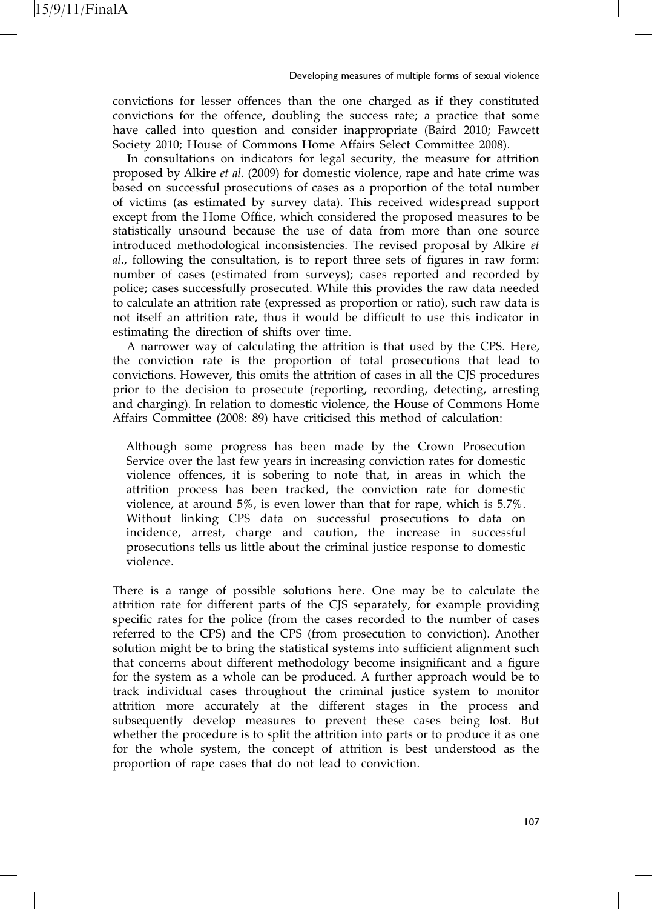convictions for lesser offences than the one charged as if they constituted convictions for the offence, doubling the success rate; a practice that some have called into question and consider inappropriate (Baird 2010; Fawcett Society 2010; House of Commons Home Affairs Select Committee 2008).

In consultations on indicators for legal security, the measure for attrition proposed by Alkire *et al*. (2009) for domestic violence, rape and hate crime was based on successful prosecutions of cases as a proportion of the total number of victims (as estimated by survey data). This received widespread support except from the Home Office, which considered the proposed measures to be statistically unsound because the use of data from more than one source introduced methodological inconsistencies. The revised proposal by Alkire *et al*., following the consultation, is to report three sets of figures in raw form: number of cases (estimated from surveys); cases reported and recorded by police; cases successfully prosecuted. While this provides the raw data needed to calculate an attrition rate (expressed as proportion or ratio), such raw data is not itself an attrition rate, thus it would be difficult to use this indicator in estimating the direction of shifts over time.

A narrower way of calculating the attrition is that used by the CPS. Here, the conviction rate is the proportion of total prosecutions that lead to convictions. However, this omits the attrition of cases in all the CJS procedures prior to the decision to prosecute (reporting, recording, detecting, arresting and charging). In relation to domestic violence, the House of Commons Home Affairs Committee (2008: 89) have criticised this method of calculation:

> Although some progress has been made by the Crown Prosecution Service over the last few years in increasing conviction rates for domestic violence offences, it is sobering to note that, in areas in which the attrition process has been tracked, the conviction rate for domestic violence, at around 5%, is even lower than that for rape, which is 5.7%. Without linking CPS data on successful prosecutions to data on incidence, arrest, charge and caution, the increase in successful prosecutions tells us little about the criminal justice response to domestic violence.

There is a range of possible solutions here. One may be to calculate the attrition rate for different parts of the CJS separately, for example providing specific rates for the police (from the cases recorded to the number of cases referred to the CPS) and the CPS (from prosecution to conviction). Another solution might be to bring the statistical systems into sufficient alignment such that concerns about different methodology become insignificant and a figure for the system as a whole can be produced. A further approach would be to track individual cases throughout the criminal justice system to monitor attrition more accurately at the different stages in the process and subsequently develop measures to prevent these cases being lost. But whether the procedure is to split the attrition into parts or to produce it as one for the whole system, the concept of attrition is best understood as the proportion of rape cases that do not lead to conviction.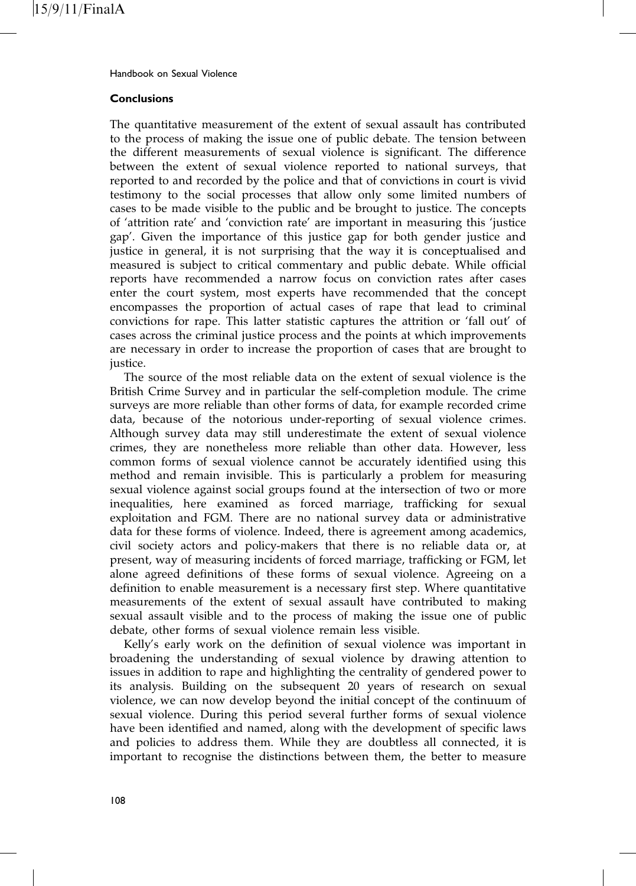## Conclusions

The quantitative measurement of the extent of sexual assault has contributed to the process of making the issue one of public debate. The tension between the different measurements of sexual violence is significant. The difference between the extent of sexual violence reported to national surveys, that reported to and recorded by the police and that of convictions in court is vivid testimony to the social processes that allow only some limited numbers of cases to be made visible to the public and be brought to justice. The concepts of 'attrition rate' and 'conviction rate' are important in measuring this 'justice gap'. Given the importance of this justice gap for both gender justice and justice in general, it is not surprising that the way it is conceptualised and measured is subject to critical commentary and public debate. While official reports have recommended a narrow focus on conviction rates after cases enter the court system, most experts have recommended that the concept encompasses the proportion of actual cases of rape that lead to criminal convictions for rape. This latter statistic captures the attrition or 'fall out' of cases across the criminal justice process and the points at which improvements are necessary in order to increase the proportion of cases that are brought to justice.

The source of the most reliable data on the extent of sexual violence is the British Crime Survey and in particular the self-completion module. The crime surveys are more reliable than other forms of data, for example recorded crime data, because of the notorious under-reporting of sexual violence crimes. Although survey data may still underestimate the extent of sexual violence crimes, they are nonetheless more reliable than other data. However, less common forms of sexual violence cannot be accurately identified using this method and remain invisible. This is particularly a problem for measuring sexual violence against social groups found at the intersection of two or more inequalities, here examined as forced marriage, trafficking for sexual exploitation and FGM. There are no national survey data or administrative data for these forms of violence. Indeed, there is agreement among academics, civil society actors and policy-makers that there is no reliable data or, at present, way of measuring incidents of forced marriage, trafficking or FGM, let alone agreed definitions of these forms of sexual violence. Agreeing on a definition to enable measurement is a necessary first step. Where quantitative measurements of the extent of sexual assault have contributed to making sexual assault visible and to the process of making the issue one of public debate, other forms of sexual violence remain less visible.

Kelly's early work on the definition of sexual violence was important in broadening the understanding of sexual violence by drawing attention to issues in addition to rape and highlighting the centrality of gendered power to its analysis. Building on the subsequent 20 years of research on sexual violence, we can now develop beyond the initial concept of the continuum of sexual violence. During this period several further forms of sexual violence have been identified and named, along with the development of specific laws and policies to address them. While they are doubtless all connected, it is important to recognise the distinctions between them, the better to measure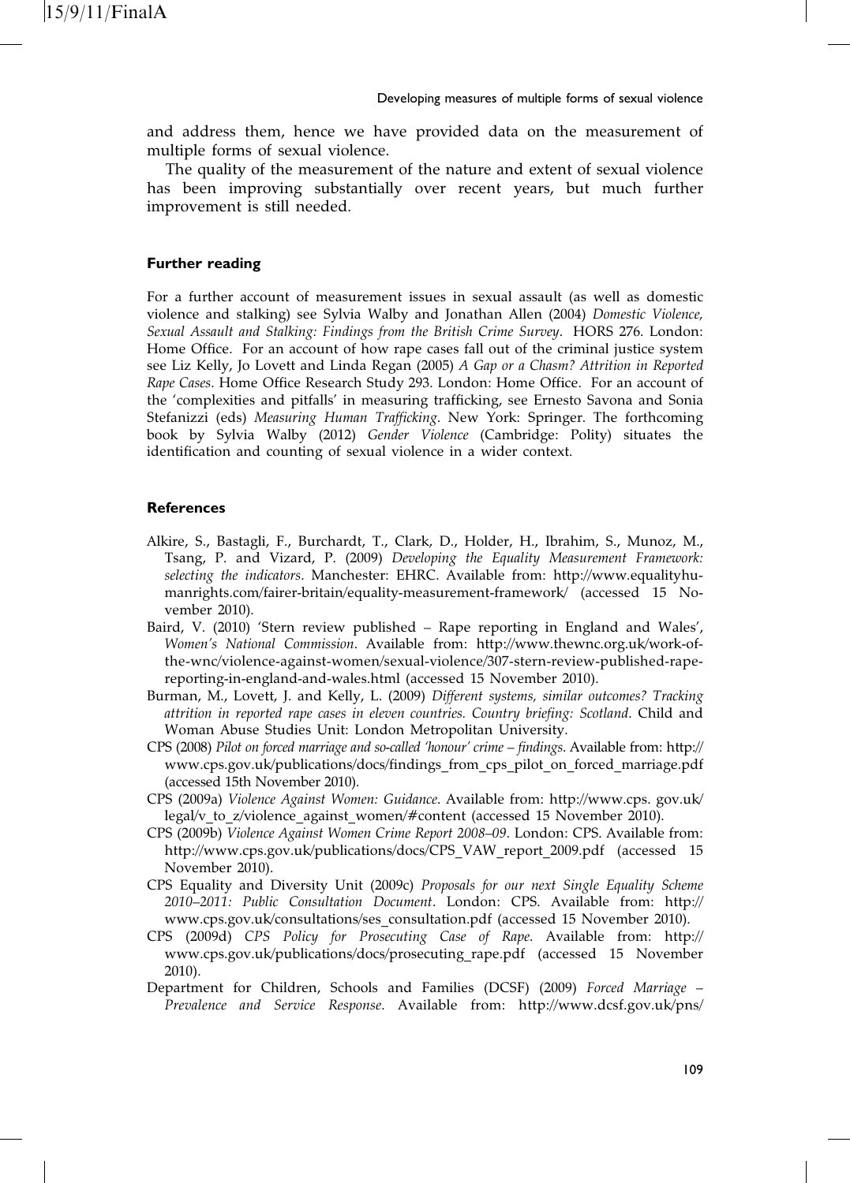and address them, hence we have provided data on the measurement of multiple forms of sexual violence.

The quality of the measurement of the nature and extent of sexual violence has been improving substantially over recent years, but much further improvement is still needed.

## Further reading

For a further account of measurement issues in sexual assault (as well as domestic violence and stalking) see Sylvia Walby and Jonathan Allen (2004) *Domestic Violence, Sexual Assault and Stalking: Findings from the British Crime Survey*. HORS 276. London: Home Office. For an account of how rape cases fall out of the criminal justice system see Liz Kelly, Jo Lovett and Linda Regan (2005) *A Gap or a Chasm? Attrition in Reported Rape Cases*. Home Office Research Study 293. London: Home Office. For an account of the 'complexities and pitfalls' in measuring trafficking, see Ernesto Savona and Sonia Stefanizzi (eds) *Measuring Human Trafficking*. New York: Springer. The forthcoming book by Sylvia Walby (2012) *Gender Violence* (Cambridge: Polity) situates the identification and counting of sexual violence in a wider context.

## References

Alkire, S., Bastagli, F., Burchardt, T., Clark, D., Holder, H., Ibrahim, S., Munoz, M., Tsang, P. and Vizard, P. (2009) *Developing the Equality Measurement Framework: selecting the indicators*. Manchester: EHRC. Available from: http://www.equalityhumanrights.com/fairer-britain/equality-measurement-framework/ (accessed 15 November 2010).

Baird, V. (2010) 'Stern review published – Rape reporting in England and Wales', *Women's National Commission*. Available from: http://www.thewnc.org.uk/work-of-the-wnc/violence-against-women/sexual-violence/307-stern-review-published-rape-reporting-in-england-and-wales.html (accessed 15 November 2010).

Burman, M., Lovett, J. and Kelly, L. (2009) *Different systems, similar outcomes? Tracking attrition in reported rape cases in eleven countries. Country briefing: Scotland*. Child and Woman Abuse Studies Unit: London Metropolitan University.

CPS (2008) *Pilot on forced marriage and so-called 'honour' crime – findings*. Available from: http://www.cps.gov.uk/publications/docs/findings_from_cps_pilot_on_forced_marriage.pdf (accessed 15th November 2010).

CPS (2009a) *Violence Against Women: Guidance*. Available from: http://www.cps. gov.uk/legal/v_to_z/violence_against_women/#content (accessed 15 November 2010).

CPS (2009b) *Violence Against Women Crime Report 2008–09*. London: CPS. Available from: http://www.cps.gov.uk/publications/docs/CPS_VAW_report_2009.pdf (accessed 15 November 2010).

CPS Equality and Diversity Unit (2009c) *Proposals for our next Single Equality Scheme 2010–2011: Public Consultation Document*. London: CPS. Available from: http://www.cps.gov.uk/consultations/ses_consultation.pdf (accessed 15 November 2010).

CPS (2009d) *CPS Policy for Prosecuting Case of Rape*. Available from: http://www.cps.gov.uk/publications/docs/prosecuting_rape.pdf (accessed 15 November 2010).

Department for Children, Schools and Families (DCSF) (2009) *Forced Marriage – Prevalence and Service Response*. Available from: http://www.dcsf.gov.uk/pns/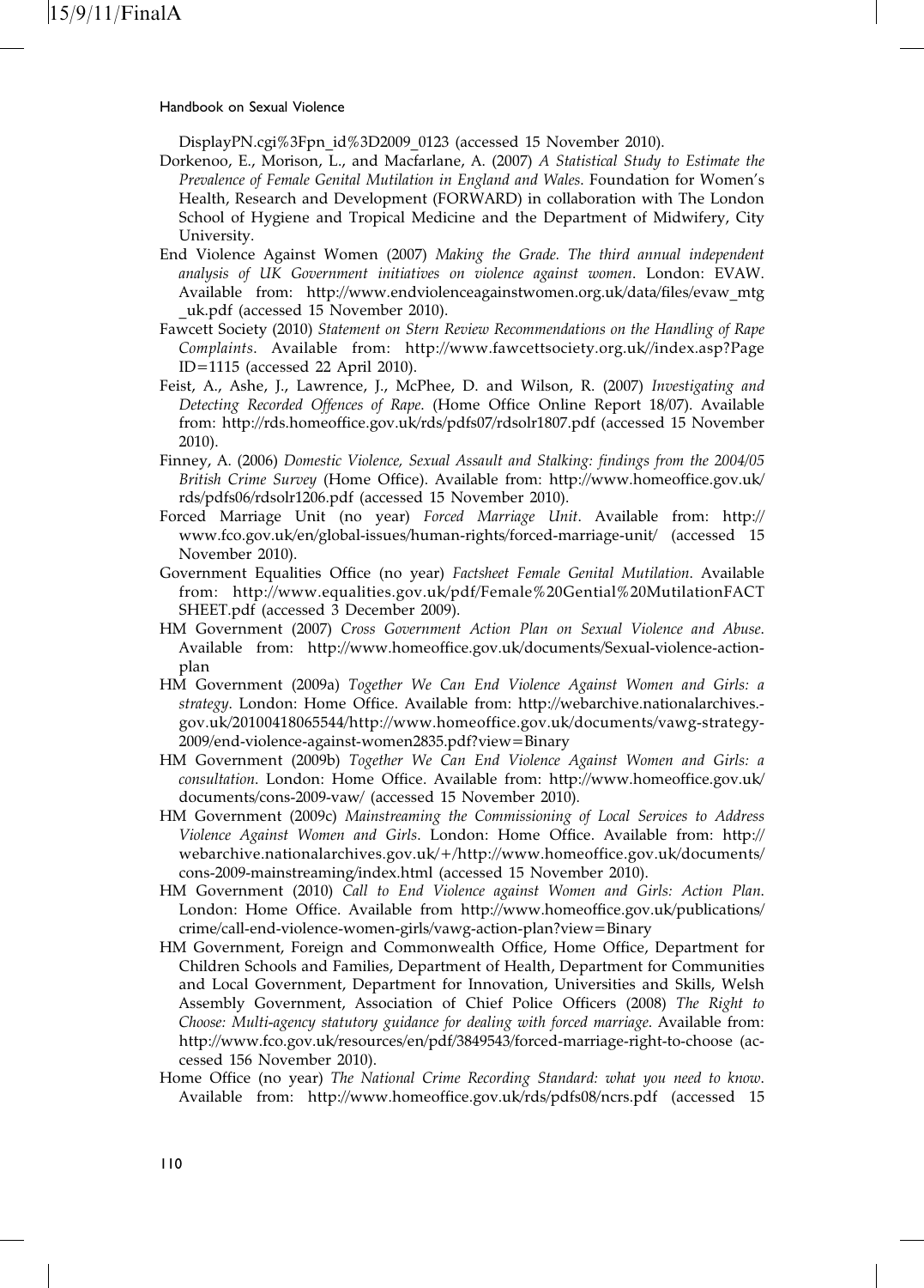DisplayPN.cgi%3Fpn_id%3D2009_0123 (accessed 15 November 2010).

Dorkenoo, E., Morison, L., and Macfarlane, A. (2007) *A Statistical Study to Estimate the Prevalence of Female Genital Mutilation in England and Wales*. Foundation for Women's Health, Research and Development (FORWARD) in collaboration with The London School of Hygiene and Tropical Medicine and the Department of Midwifery, City University.

End Violence Against Women (2007) *Making the Grade. The third annual independent analysis of UK Government initiatives on violence against women*. London: EVAW. Available from: http://www.endviolenceagainstwomen.org.uk/data/files/evaw_mtg_uk.pdf (accessed 15 November 2010).

Fawcett Society (2010) *Statement on Stern Review Recommendations on the Handling of Rape Complaints*. Available from: http://www.fawcettsociety.org.uk//index.asp?PageID=1115 (accessed 22 April 2010).

Feist, A., Ashe, J., Lawrence, J., McPhee, D. and Wilson, R. (2007) *Investigating and Detecting Recorded Offences of Rape*. (Home Office Online Report 18/07). Available from: http://rds.homeoffice.gov.uk/rds/pdfs07/rdsolr1807.pdf (accessed 15 November 2010).

Finney, A. (2006) *Domestic Violence, Sexual Assault and Stalking: findings from the 2004/05 British Crime Survey* (Home Office). Available from: http://www.homeoffice.gov.uk/rds/pdfs06/rdsolr1206.pdf (accessed 15 November 2010).

Forced Marriage Unit (no year) *Forced Marriage Unit*. Available from: http://www.fco.gov.uk/en/global-issues/human-rights/forced-marriage-unit/ (accessed 15 November 2010).

Government Equalities Office (no year) *Factsheet Female Genital Mutilation*. Available from: http://www.equalities.gov.uk/pdf/Female%20Gential%20MutilationFACTSHEET.pdf (accessed 3 December 2009).

HM Government (2007) *Cross Government Action Plan on Sexual Violence and Abuse*. Available from: http://www.homeoffice.gov.uk/documents/Sexual-violence-action-plan

HM Government (2009a) *Together We Can End Violence Against Women and Girls: a strategy*. London: Home Office. Available from: http://webarchive.nationalarchives.gov.uk/20100418065544/http://www.homeoffice.gov.uk/documents/vawg-strategy-2009/end-violence-against-women2835.pdf?view=Binary

HM Government (2009b) *Together We Can End Violence Against Women and Girls: a consultation*. London: Home Office. Available from: http://www.homeoffice.gov.uk/documents/cons-2009-vaw/ (accessed 15 November 2010).

HM Government (2009c) *Mainstreaming the Commissioning of Local Services to Address Violence Against Women and Girls*. London: Home Office. Available from: http://webarchive.nationalarchives.gov.uk/+/http://www.homeoffice.gov.uk/documents/cons-2009-mainstreaming/index.html (accessed 15 November 2010).

HM Government (2010) *Call to End Violence against Women and Girls: Action Plan*. London: Home Office. Available from http://www.homeoffice.gov.uk/publications/crime/call-end-violence-women-girls/vawg-action-plan?view=Binary

HM Government, Foreign and Commonwealth Office, Home Office, Department for Children Schools and Families, Department of Health, Department for Communities and Local Government, Department for Innovation, Universities and Skills, Welsh Assembly Government, Association of Chief Police Officers (2008) *The Right to Choose: Multi-agency statutory guidance for dealing with forced marriage*. Available from: http://www.fco.gov.uk/resources/en/pdf/3849543/forced-marriage-right-to-choose (accessed 156 November 2010).

Home Office (no year) *The National Crime Recording Standard: what you need to know*. Available from: http://www.homeoffice.gov.uk/rds/pdfs08/ncrs.pdf (accessed 15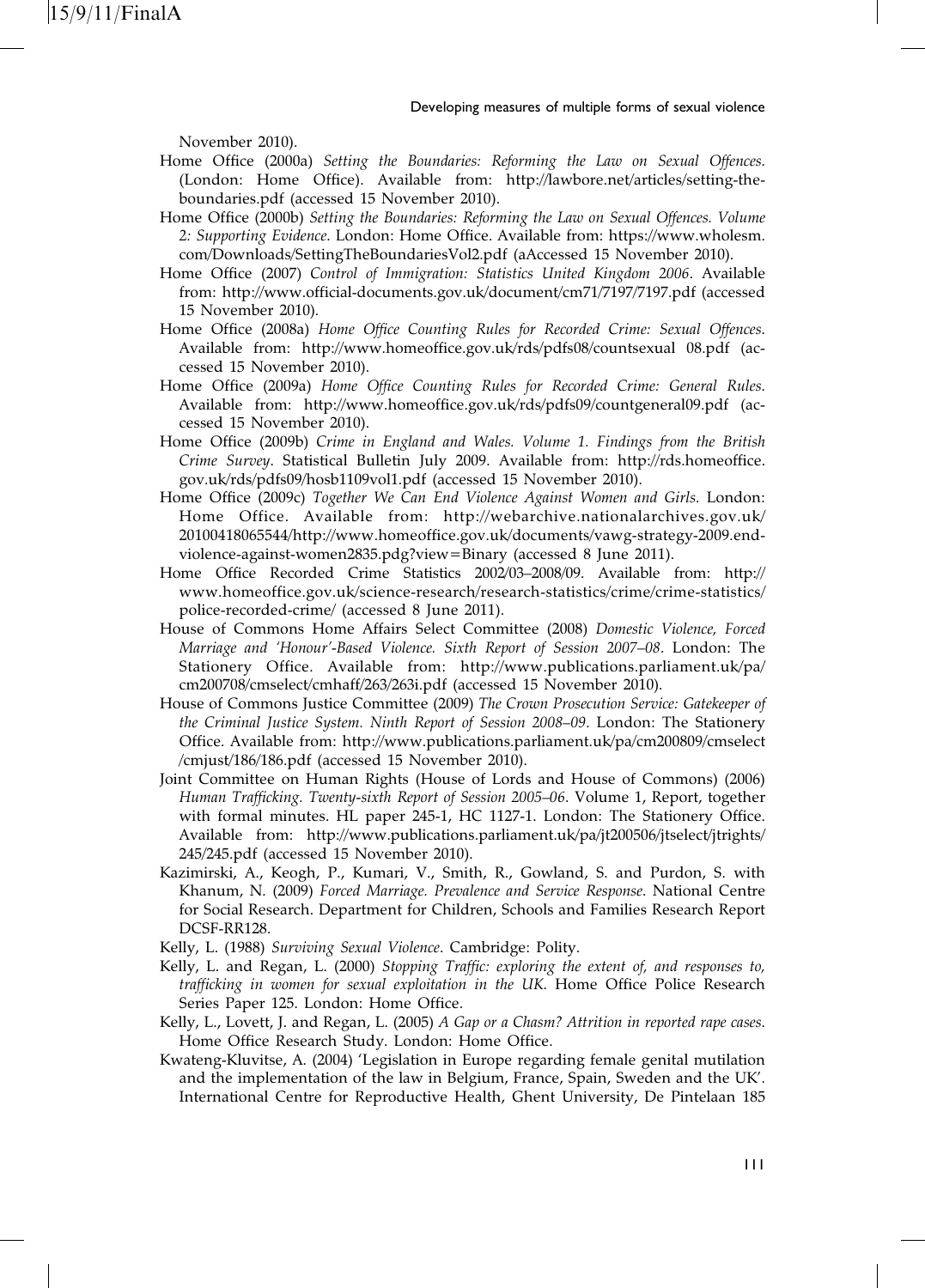November 2010).

Home Office (2000a) *Setting the Boundaries: Reforming the Law on Sexual Offences.* (London: Home Office). Available from: http://lawbore.net/articles/setting-the-boundaries.pdf (accessed 15 November 2010).

Home Office (2000b) *Setting the Boundaries: Reforming the Law on Sexual Offences. Volume 2: Supporting Evidence.* London: Home Office. Available from: https://www.wholesm.com/Downloads/SettingTheBoundariesVol2.pdf (aAccessed 15 November 2010).

Home Office (2007) *Control of Immigration: Statistics United Kingdom 2006*. Available from: http://www.official-documents.gov.uk/document/cm71/7197/7197.pdf (accessed 15 November 2010).

Home Office (2008a) *Home Office Counting Rules for Recorded Crime: Sexual Offences.* Available from: http://www.homeoffice.gov.uk/rds/pdfs08/countsexual 08.pdf (accessed 15 November 2010).

Home Office (2009a) *Home Office Counting Rules for Recorded Crime: General Rules*. Available from: http://www.homeoffice.gov.uk/rds/pdfs09/countgeneral09.pdf (accessed 15 November 2010).

Home Office (2009b) *Crime in England and Wales. Volume 1. Findings from the British Crime Survey*. Statistical Bulletin July 2009. Available from: http://rds.homeoffice.gov.uk/rds/pdfs09/hosb1109vol1.pdf (accessed 15 November 2010).

Home Office (2009c) *Together We Can End Violence Against Women and Girls*. London: Home Office. Available from: http://webarchive.nationalarchives.gov.uk/20100418065544/http://www.homeoffice.gov.uk/documents/vawg-strategy-2009.end-violence-against-women2835.pdg?view=Binary (accessed 8 June 2011).

Home Office Recorded Crime Statistics 2002/03–2008/09. Available from: http://www.homeoffice.gov.uk/science-research/research-statistics/crime/crime-statistics/police-recorded-crime/ (accessed 8 June 2011).

House of Commons Home Affairs Select Committee (2008) *Domestic Violence, Forced Marriage and 'Honour'-Based Violence. Sixth Report of Session 2007–08*. London: The Stationery Office. Available from: http://www.publications.parliament.uk/pa/cm200708/cmselect/cmhaff/263/263i.pdf (accessed 15 November 2010).

House of Commons Justice Committee (2009) *The Crown Prosecution Service: Gatekeeper of the Criminal Justice System. Ninth Report of Session 2008–09*. London: The Stationery Office. Available from: http://www.publications.parliament.uk/pa/cm200809/cmselect/cmjust/186/186.pdf (accessed 15 November 2010).

Joint Committee on Human Rights (House of Lords and House of Commons) (2006) *Human Trafficking. Twenty-sixth Report of Session 2005–06*. Volume 1, Report, together with formal minutes. HL paper 245-1, HC 1127-1. London: The Stationery Office. Available from: http://www.publications.parliament.uk/pa/jt200506/jtselect/jtrights/245/245.pdf (accessed 15 November 2010).

Kazimirski, A., Keogh, P., Kumari, V., Smith, R., Gowland, S. and Purdon, S. with Khanum, N. (2009) *Forced Marriage. Prevalence and Service Response*. National Centre for Social Research. Department for Children, Schools and Families Research Report DCSF-RR128.

Kelly, L. (1988) *Surviving Sexual Violence*. Cambridge: Polity.

Kelly, L. and Regan, L. (2000) *Stopping Traffic: exploring the extent of, and responses to, trafficking in women for sexual exploitation in the UK*. Home Office Police Research Series Paper 125. London: Home Office.

Kelly, L., Lovett, J. and Regan, L. (2005) *A Gap or a Chasm? Attrition in reported rape cases.* Home Office Research Study. London: Home Office.

Kwateng-Kluvitse, A. (2004) 'Legislation in Europe regarding female genital mutilation and the implementation of the law in Belgium, France, Spain, Sweden and the UK'. International Centre for Reproductive Health, Ghent University, De Pintelaan 185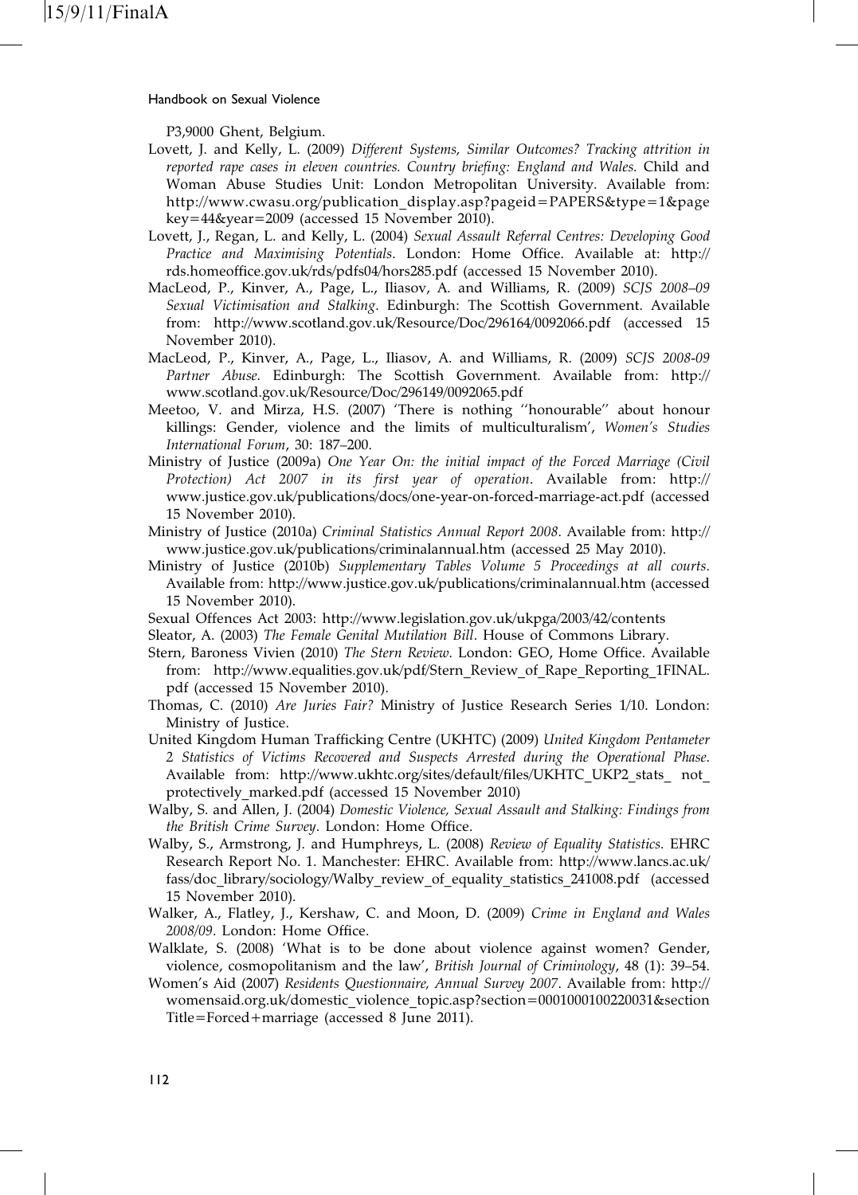P3,9000 Ghent, Belgium.

Lovett, J. and Kelly, L. (2009) *Different Systems, Similar Outcomes? Tracking attrition in reported rape cases in eleven countries. Country briefing: England and Wales.* Child and Woman Abuse Studies Unit: London Metropolitan University. Available from: http://www.cwasu.org/publication_display.asp?pageid=PAPERS&type=1&pagekey=44&year=2009 (accessed 15 November 2010).

Lovett, J., Regan, L. and Kelly, L. (2004) *Sexual Assault Referral Centres: Developing Good Practice and Maximising Potentials*. London: Home Office. Available at: http://rds.homeoffice.gov.uk/rds/pdfs04/hors285.pdf (accessed 15 November 2010).

MacLeod, P., Kinver, A., Page, L., Iliasov, A. and Williams, R. (2009) *SCJS 2008–09 Sexual Victimisation and Stalking*. Edinburgh: The Scottish Government. Available from: http://www.scotland.gov.uk/Resource/Doc/296164/0092066.pdf (accessed 15 November 2010).

MacLeod, P., Kinver, A., Page, L., Iliasov, A. and Williams, R. (2009) *SCJS 2008-09 Partner Abuse*. Edinburgh: The Scottish Government. Available from: http://www.scotland.gov.uk/Resource/Doc/296149/0092065.pdf

Meetoo, V. and Mirza, H.S. (2007) 'There is nothing ''honourable'' about honour killings: Gender, violence and the limits of multiculturalism', *Women's Studies International Forum*, 30: 187–200.

Ministry of Justice (2009a) *One Year On: the initial impact of the Forced Marriage (Civil Protection) Act 2007 in its first year of operation*. Available from: http://www.justice.gov.uk/publications/docs/one-year-on-forced-marriage-act.pdf (accessed 15 November 2010).

Ministry of Justice (2010a) *Criminal Statistics Annual Report 2008*. Available from: http://www.justice.gov.uk/publications/criminalannual.htm (accessed 25 May 2010).

Ministry of Justice (2010b) *Supplementary Tables Volume 5 Proceedings at all courts*. Available from: http://www.justice.gov.uk/publications/criminalannual.htm (accessed 15 November 2010).

Sexual Offences Act 2003: http://www.legislation.gov.uk/ukpga/2003/42/contents

Sleator, A. (2003) *The Female Genital Mutilation Bill*. House of Commons Library.

Stern, Baroness Vivien (2010) *The Stern Review*. London: GEO, Home Office. Available from: http://www.equalities.gov.uk/pdf/Stern_Review_of_Rape_Reporting_1FINAL.pdf (accessed 15 November 2010).

Thomas, C. (2010) *Are Juries Fair?* Ministry of Justice Research Series 1/10. London: Ministry of Justice.

United Kingdom Human Trafficking Centre (UKHTC) (2009) *United Kingdom Pentameter 2 Statistics of Victims Recovered and Suspects Arrested during the Operational Phase*. Available from: http://www.ukhtc.org/sites/default/files/UKHTC_UKP2_stats_ not_ protectively_marked.pdf (accessed 15 November 2010)

Walby, S. and Allen, J. (2004) *Domestic Violence, Sexual Assault and Stalking: Findings from the British Crime Survey*. London: Home Office.

Walby, S., Armstrong, J. and Humphreys, L. (2008) *Review of Equality Statistics*. EHRC Research Report No. 1. Manchester: EHRC. Available from: http://www.lancs.ac.uk/fass/doc_library/sociology/Walby_review_of_equality_statistics_241008.pdf (accessed 15 November 2010).

Walker, A., Flatley, J., Kershaw, C. and Moon, D. (2009) *Crime in England and Wales 2008/09*. London: Home Office.

Walklate, S. (2008) 'What is to be done about violence against women? Gender, violence, cosmopolitanism and the law', *British Journal of Criminology*, 48 (1): 39–54.

Women's Aid (2007) *Residents Questionnaire, Annual Survey 2007*. Available from: http://womensaid.org.uk/domestic_violence_topic.asp?section=0001000100220031&sectionTitle=Forced+marriage (accessed 8 June 2011).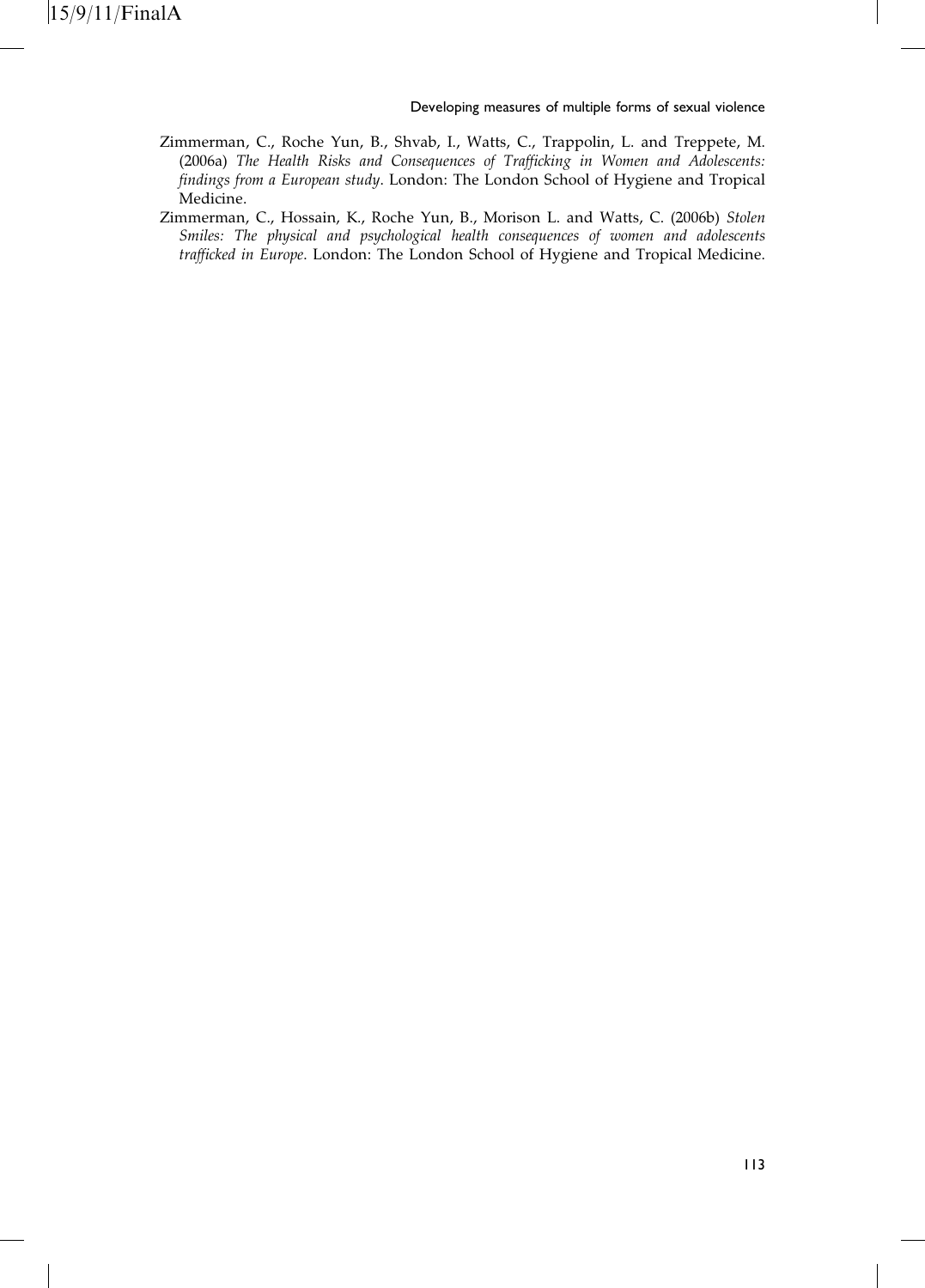Zimmerman, C., Roche Yun, B., Shvab, I., Watts, C., Trappolin, L. and Treppete, M. (2006a) *The Health Risks and Consequences of Trafficking in Women and Adolescents: findings from a European study*. London: The London School of Hygiene and Tropical Medicine.

Zimmerman, C., Hossain, K., Roche Yun, B., Morison L. and Watts, C. (2006b) *Stolen Smiles: The physical and psychological health consequences of women and adolescents trafficked in Europe*. London: The London School of Hygiene and Tropical Medicine.